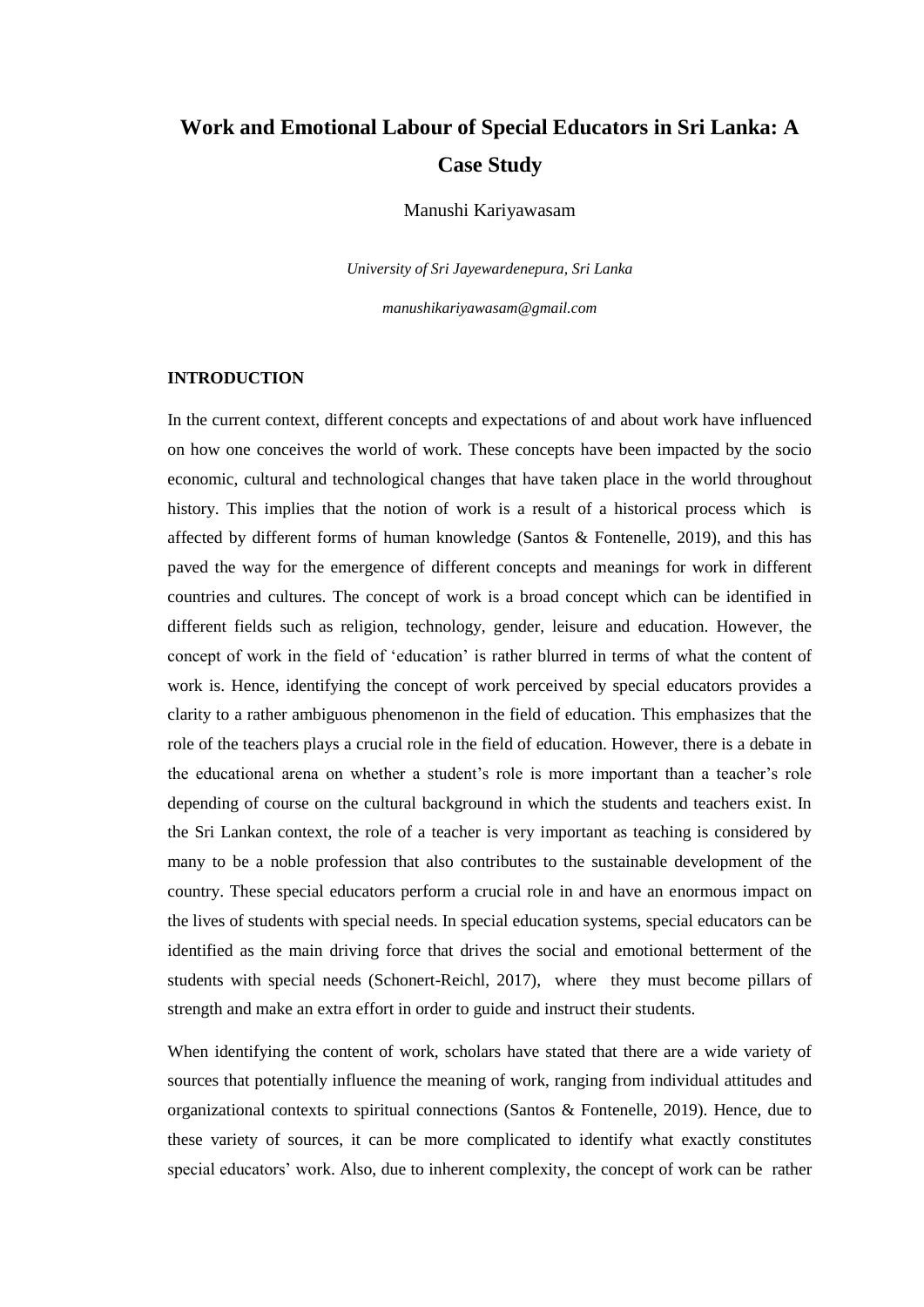# Work and Emotional Labour of Special Educators in Sri Lanka: A Case Study

Manushi Kariyawasam

*University of Sri Jayewardenepura, Sri Lanka*

*manushikariyawasam@gmail.com*

## INTRODUCTION

In the current context, different concepts and expectations of and about work have influenced on how one conceives the world of work. These concepts have been impacted by the socio economic, cultural and technological changes that have taken place in the world throughout history. This implies that the notion of work is a result of a historical process which is affected by different forms of human knowledge (Santos & Fontenelle, 2019), and this has paved the way for the emergence of different concepts and meanings for work in different countries and cultures. The concept of work is a broad concept which can be identified in different fields such as religion, technology, gender, leisure and education. However, the concept of work in the field of 'education' is rather blurred in terms of what the content of work is. Hence, identifying the concept of work perceived by special educators provides a clarity to a rather ambiguous phenomenon in the field of education. This emphasizes that the role of the teachers plays a crucial role in the field of education. However, there is a debate in the educational arena on whether a student's role is more important than a teacher's role depending of course on the cultural background in which the students and teachers exist. In the Sri Lankan context, the role of a teacher is very important as teaching is considered by many to be a noble profession that also contributes to the sustainable development of the country. These special educators perform a crucial role in and have an enormous impact on the lives of students with special needs. In special education systems, special educators can be identified as the main driving force that drives the social and emotional betterment of the students with special needs (Schonert-Reichl, 2017), where they must become pillars of strength and make an extra effort in order to guide and instruct their students.

When identifying the content of work, scholars have stated that there are a wide variety of sources that potentially influence the meaning of work, ranging from individual attitudes and organizational contexts to spiritual connections (Santos & Fontenelle, 2019). Hence, due to these variety of sources, it can be more complicated to identify what exactly constitutes special educators' work. Also, due to inherent complexity, the concept of work can be rather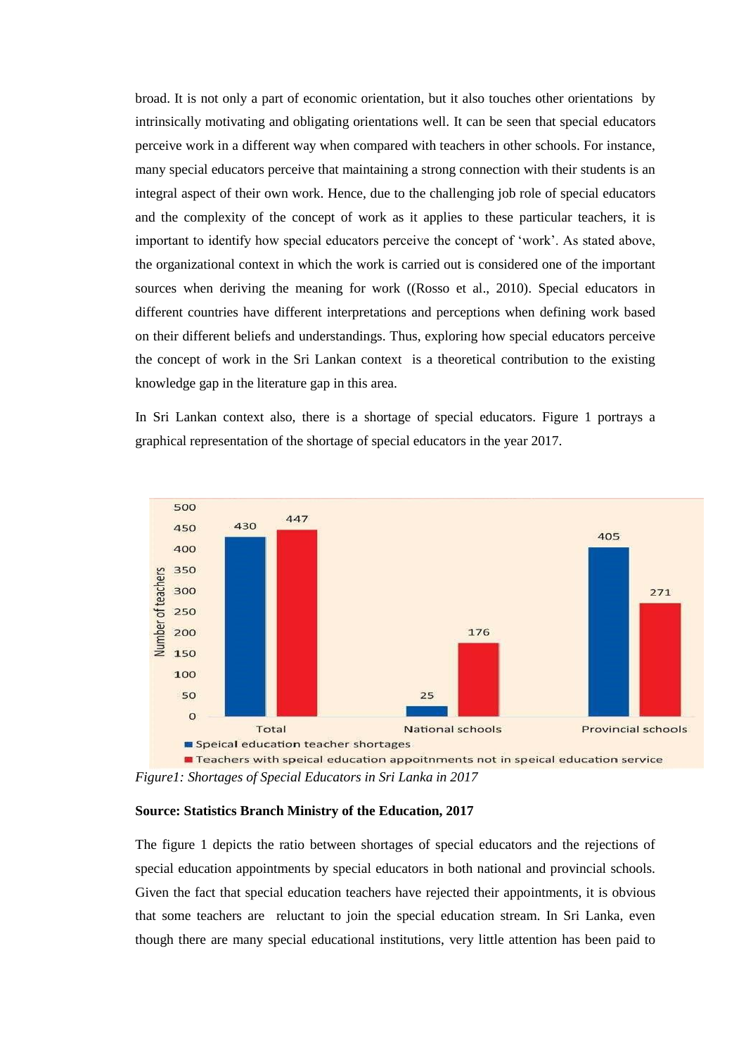broad. It is not only a part of economic orientation, but it also touches other orientations by intrinsically motivating and obligating orientations well. It can be seen that special educators perceive work in a different way when compared with teachers in other schools. For instance, many special educators perceive that maintaining a strong connection with their students is an integral aspect of their own work. Hence, due to the challenging job role of special educators and the complexity of the concept of work as it applies to these particular teachers, it is important to identify how special educators perceive the concept of 'work'. As stated above, the organizational context in which the work is carried out is considered one of the important sources when deriving the meaning for work ((Rosso et al., 2010). Special educators in different countries have different interpretations and perceptions when defining work based on their different beliefs and understandings. Thus, exploring how special educators perceive the concept of work in the Sri Lankan context is a theoretical contribution to the existing knowledge gap in the literature gap in this area.

In Sri Lankan context also, there is a shortage of special educators. Figure 1 portrays a graphical representation of the shortage of special educators in the year 2017.

| | Total | National schools | Provincial schools |
|---|---|---|---|
| Speical education teacher shortages | 430 | 25 | 405 |
| Teachers with speical education appoitnments not in speical education service | 447 | 176 | 271 |

*Figure1: Shortages of Special Educators in Sri Lanka in 2017*

**Source: Statistics Branch Ministry of the Education, 2017**

The figure 1 depicts the ratio between shortages of special educators and the rejections of special education appointments by special educators in both national and provincial schools. Given the fact that special education teachers have rejected their appointments, it is obvious that some teachers are reluctant to join the special education stream. In Sri Lanka, even though there are many special educational institutions, very little attention has been paid to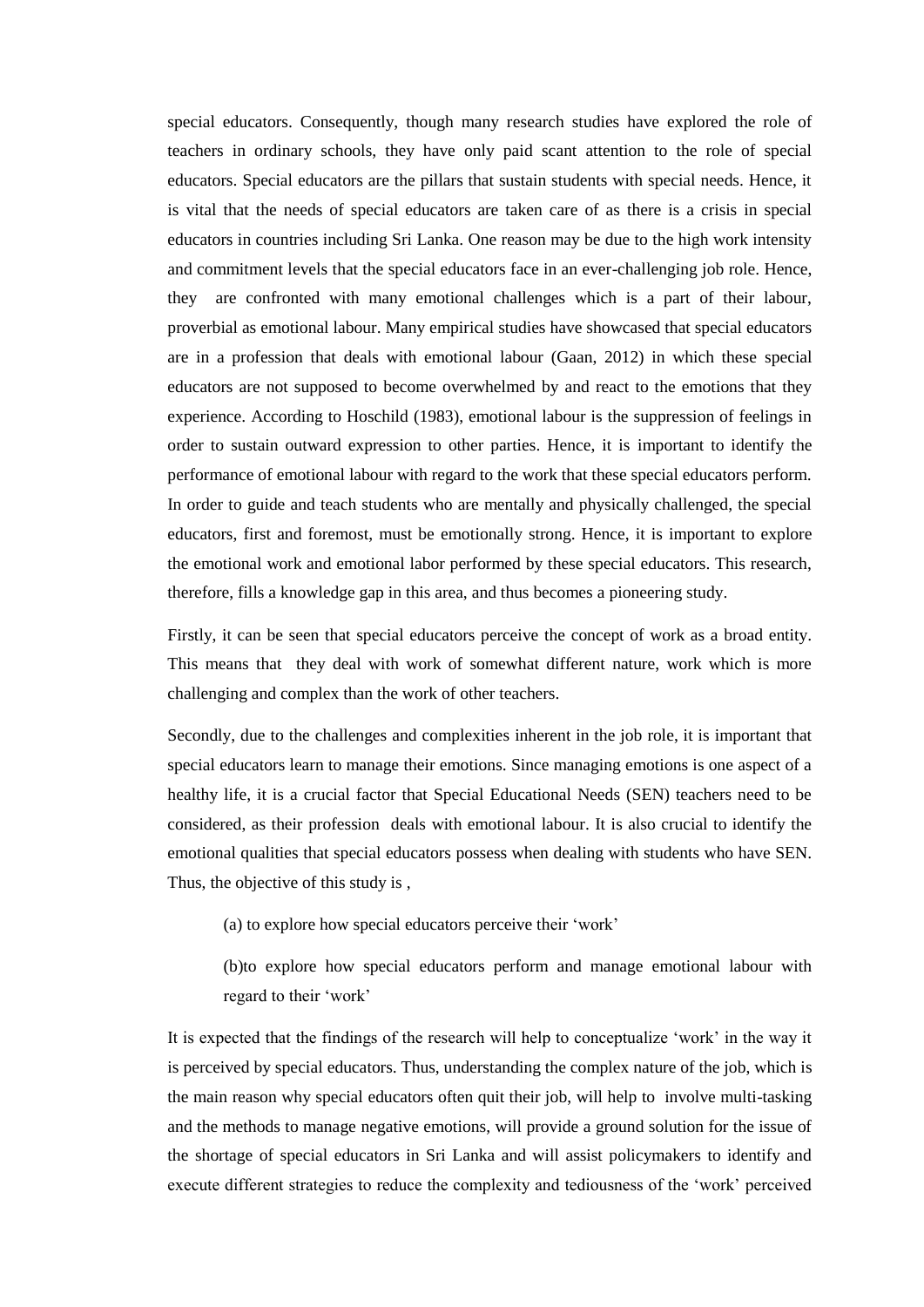special educators. Consequently, though many research studies have explored the role of teachers in ordinary schools, they have only paid scant attention to the role of special educators. Special educators are the pillars that sustain students with special needs. Hence, it is vital that the needs of special educators are taken care of as there is a crisis in special educators in countries including Sri Lanka. One reason may be due to the high work intensity and commitment levels that the special educators face in an ever-challenging job role. Hence, they are confronted with many emotional challenges which is a part of their labour, proverbial as emotional labour. Many empirical studies have showcased that special educators are in a profession that deals with emotional labour (Gaan, 2012) in which these special educators are not supposed to become overwhelmed by and react to the emotions that they experience. According to Hoschild (1983), emotional labour is the suppression of feelings in order to sustain outward expression to other parties. Hence, it is important to identify the performance of emotional labour with regard to the work that these special educators perform. In order to guide and teach students who are mentally and physically challenged, the special educators, first and foremost, must be emotionally strong. Hence, it is important to explore the emotional work and emotional labor performed by these special educators. This research, therefore, fills a knowledge gap in this area, and thus becomes a pioneering study.

Firstly, it can be seen that special educators perceive the concept of work as a broad entity. This means that they deal with work of somewhat different nature, work which is more challenging and complex than the work of other teachers.

Secondly, due to the challenges and complexities inherent in the job role, it is important that special educators learn to manage their emotions. Since managing emotions is one aspect of a healthy life, it is a crucial factor that Special Educational Needs (SEN) teachers need to be considered, as their profession deals with emotional labour. It is also crucial to identify the emotional qualities that special educators possess when dealing with students who have SEN. Thus, the objective of this study is ,

(a) to explore how special educators perceive their 'work'

(b)to explore how special educators perform and manage emotional labour with regard to their 'work'

It is expected that the findings of the research will help to conceptualize 'work' in the way it is perceived by special educators. Thus, understanding the complex nature of the job, which is the main reason why special educators often quit their job, will help to involve multi-tasking and the methods to manage negative emotions, will provide a ground solution for the issue of the shortage of special educators in Sri Lanka and will assist policymakers to identify and execute different strategies to reduce the complexity and tediousness of the 'work' perceived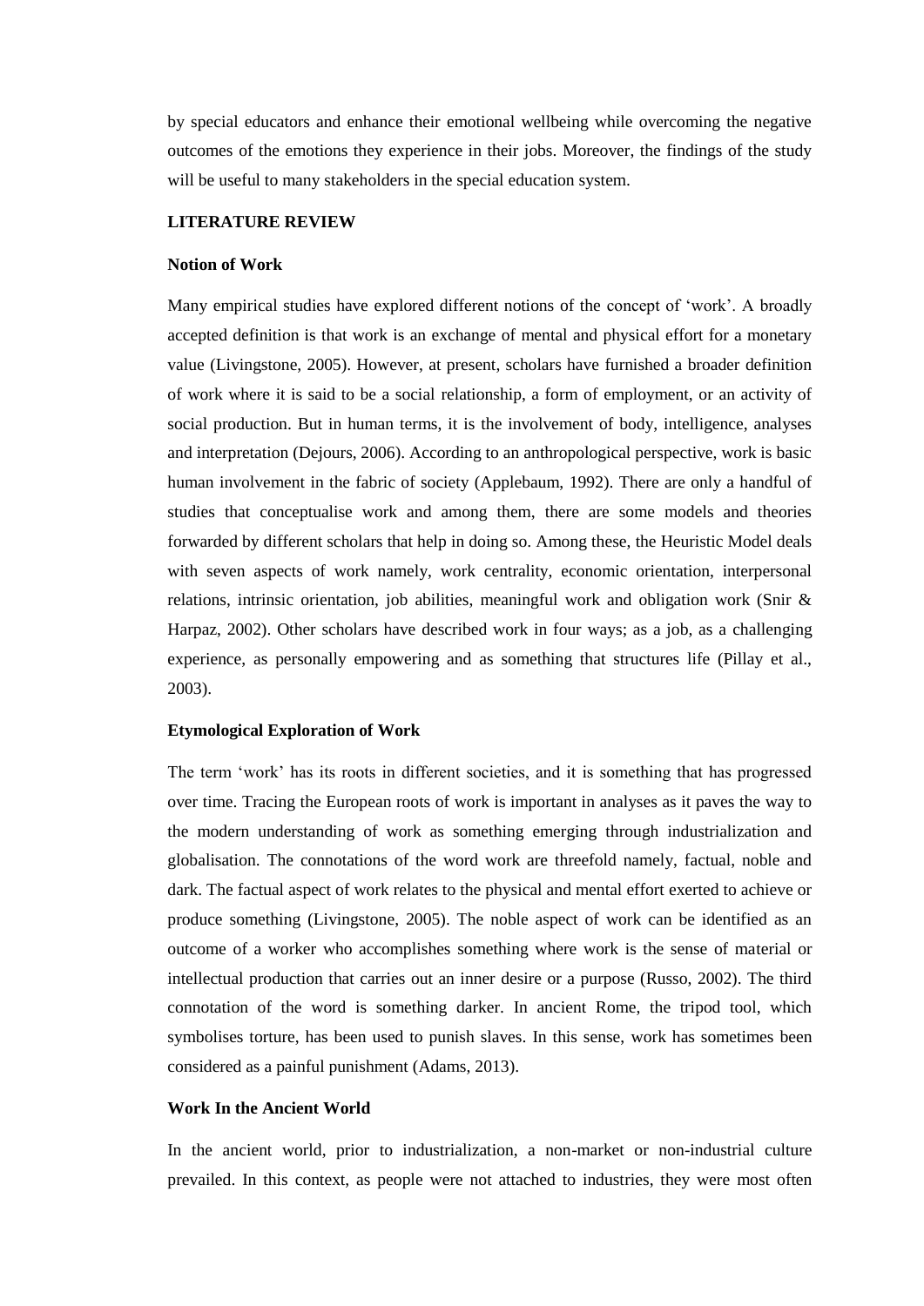by special educators and enhance their emotional wellbeing while overcoming the negative outcomes of the emotions they experience in their jobs. Moreover, the findings of the study will be useful to many stakeholders in the special education system.

## LITERATURE REVIEW

### Notion of Work

Many empirical studies have explored different notions of the concept of 'work'. A broadly accepted definition is that work is an exchange of mental and physical effort for a monetary value (Livingstone, 2005). However, at present, scholars have furnished a broader definition of work where it is said to be a social relationship, a form of employment, or an activity of social production. But in human terms, it is the involvement of body, intelligence, analyses and interpretation (Dejours, 2006). According to an anthropological perspective, work is basic human involvement in the fabric of society (Applebaum, 1992). There are only a handful of studies that conceptualise work and among them, there are some models and theories forwarded by different scholars that help in doing so. Among these, the Heuristic Model deals with seven aspects of work namely, work centrality, economic orientation, interpersonal relations, intrinsic orientation, job abilities, meaningful work and obligation work (Snir & Harpaz, 2002). Other scholars have described work in four ways; as a job, as a challenging experience, as personally empowering and as something that structures life (Pillay et al., 2003).

### Etymological Exploration of Work

The term 'work' has its roots in different societies, and it is something that has progressed over time. Tracing the European roots of work is important in analyses as it paves the way to the modern understanding of work as something emerging through industrialization and globalisation. The connotations of the word work are threefold namely, factual, noble and dark. The factual aspect of work relates to the physical and mental effort exerted to achieve or produce something (Livingstone, 2005). The noble aspect of work can be identified as an outcome of a worker who accomplishes something where work is the sense of material or intellectual production that carries out an inner desire or a purpose (Russo, 2002). The third connotation of the word is something darker. In ancient Rome, the tripod tool, which symbolises torture, has been used to punish slaves. In this sense, work has sometimes been considered as a painful punishment (Adams, 2013).

### Work In the Ancient World

In the ancient world, prior to industrialization, a non-market or non-industrial culture prevailed. In this context, as people were not attached to industries, they were most often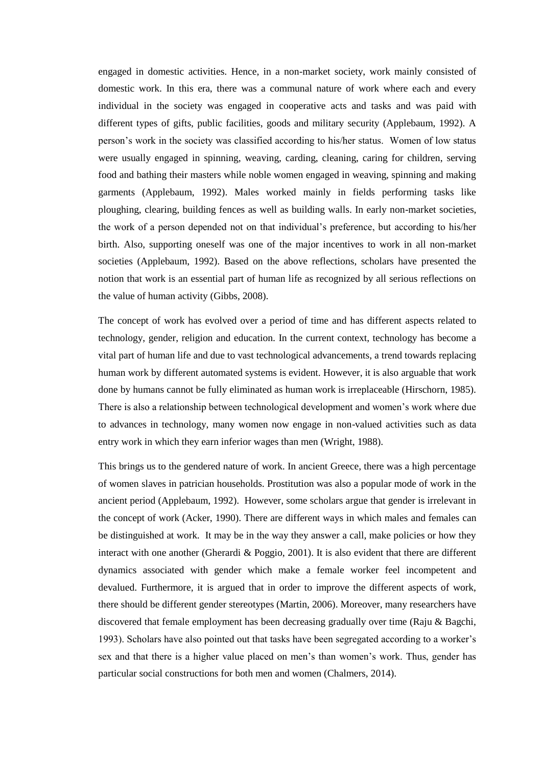engaged in domestic activities. Hence, in a non-market society, work mainly consisted of domestic work. In this era, there was a communal nature of work where each and every individual in the society was engaged in cooperative acts and tasks and was paid with different types of gifts, public facilities, goods and military security (Applebaum, 1992). A person's work in the society was classified according to his/her status. Women of low status were usually engaged in spinning, weaving, carding, cleaning, caring for children, serving food and bathing their masters while noble women engaged in weaving, spinning and making garments (Applebaum, 1992). Males worked mainly in fields performing tasks like ploughing, clearing, building fences as well as building walls. In early non-market societies, the work of a person depended not on that individual's preference, but according to his/her birth. Also, supporting oneself was one of the major incentives to work in all non-market societies (Applebaum, 1992). Based on the above reflections, scholars have presented the notion that work is an essential part of human life as recognized by all serious reflections on the value of human activity (Gibbs, 2008).

The concept of work has evolved over a period of time and has different aspects related to technology, gender, religion and education. In the current context, technology has become a vital part of human life and due to vast technological advancements, a trend towards replacing human work by different automated systems is evident. However, it is also arguable that work done by humans cannot be fully eliminated as human work is irreplaceable (Hirschorn, 1985). There is also a relationship between technological development and women's work where due to advances in technology, many women now engage in non-valued activities such as data entry work in which they earn inferior wages than men (Wright, 1988).

This brings us to the gendered nature of work. In ancient Greece, there was a high percentage of women slaves in patrician households. Prostitution was also a popular mode of work in the ancient period (Applebaum, 1992). However, some scholars argue that gender is irrelevant in the concept of work (Acker, 1990). There are different ways in which males and females can be distinguished at work. It may be in the way they answer a call, make policies or how they interact with one another (Gherardi & Poggio, 2001). It is also evident that there are different dynamics associated with gender which make a female worker feel incompetent and devalued. Furthermore, it is argued that in order to improve the different aspects of work, there should be different gender stereotypes (Martin, 2006). Moreover, many researchers have discovered that female employment has been decreasing gradually over time (Raju & Bagchi, 1993). Scholars have also pointed out that tasks have been segregated according to a worker's sex and that there is a higher value placed on men's than women's work. Thus, gender has particular social constructions for both men and women (Chalmers, 2014).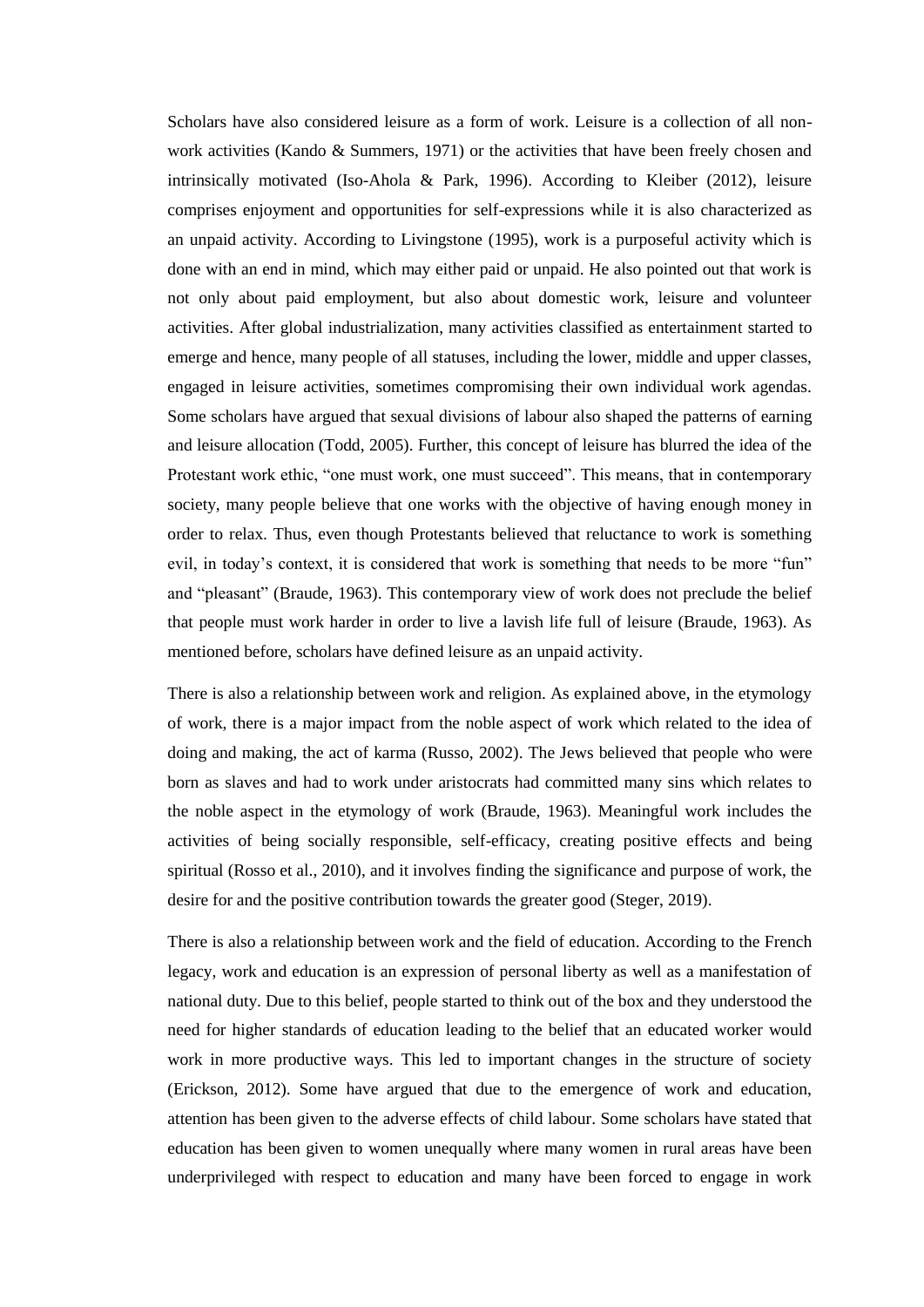Scholars have also considered leisure as a form of work. Leisure is a collection of all non-work activities (Kando & Summers, 1971) or the activities that have been freely chosen and intrinsically motivated (Iso-Ahola & Park, 1996). According to Kleiber (2012), leisure comprises enjoyment and opportunities for self-expressions while it is also characterized as an unpaid activity. According to Livingstone (1995), work is a purposeful activity which is done with an end in mind, which may either paid or unpaid. He also pointed out that work is not only about paid employment, but also about domestic work, leisure and volunteer activities. After global industrialization, many activities classified as entertainment started to emerge and hence, many people of all statuses, including the lower, middle and upper classes, engaged in leisure activities, sometimes compromising their own individual work agendas. Some scholars have argued that sexual divisions of labour also shaped the patterns of earning and leisure allocation (Todd, 2005). Further, this concept of leisure has blurred the idea of the Protestant work ethic, "one must work, one must succeed". This means, that in contemporary society, many people believe that one works with the objective of having enough money in order to relax. Thus, even though Protestants believed that reluctance to work is something evil, in today's context, it is considered that work is something that needs to be more "fun" and "pleasant" (Braude, 1963). This contemporary view of work does not preclude the belief that people must work harder in order to live a lavish life full of leisure (Braude, 1963). As mentioned before, scholars have defined leisure as an unpaid activity.

There is also a relationship between work and religion. As explained above, in the etymology of work, there is a major impact from the noble aspect of work which related to the idea of doing and making, the act of karma (Russo, 2002). The Jews believed that people who were born as slaves and had to work under aristocrats had committed many sins which relates to the noble aspect in the etymology of work (Braude, 1963). Meaningful work includes the activities of being socially responsible, self-efficacy, creating positive effects and being spiritual (Rosso et al., 2010), and it involves finding the significance and purpose of work, the desire for and the positive contribution towards the greater good (Steger, 2019).

There is also a relationship between work and the field of education. According to the French legacy, work and education is an expression of personal liberty as well as a manifestation of national duty. Due to this belief, people started to think out of the box and they understood the need for higher standards of education leading to the belief that an educated worker would work in more productive ways. This led to important changes in the structure of society (Erickson, 2012). Some have argued that due to the emergence of work and education, attention has been given to the adverse effects of child labour. Some scholars have stated that education has been given to women unequally where many women in rural areas have been underprivileged with respect to education and many have been forced to engage in work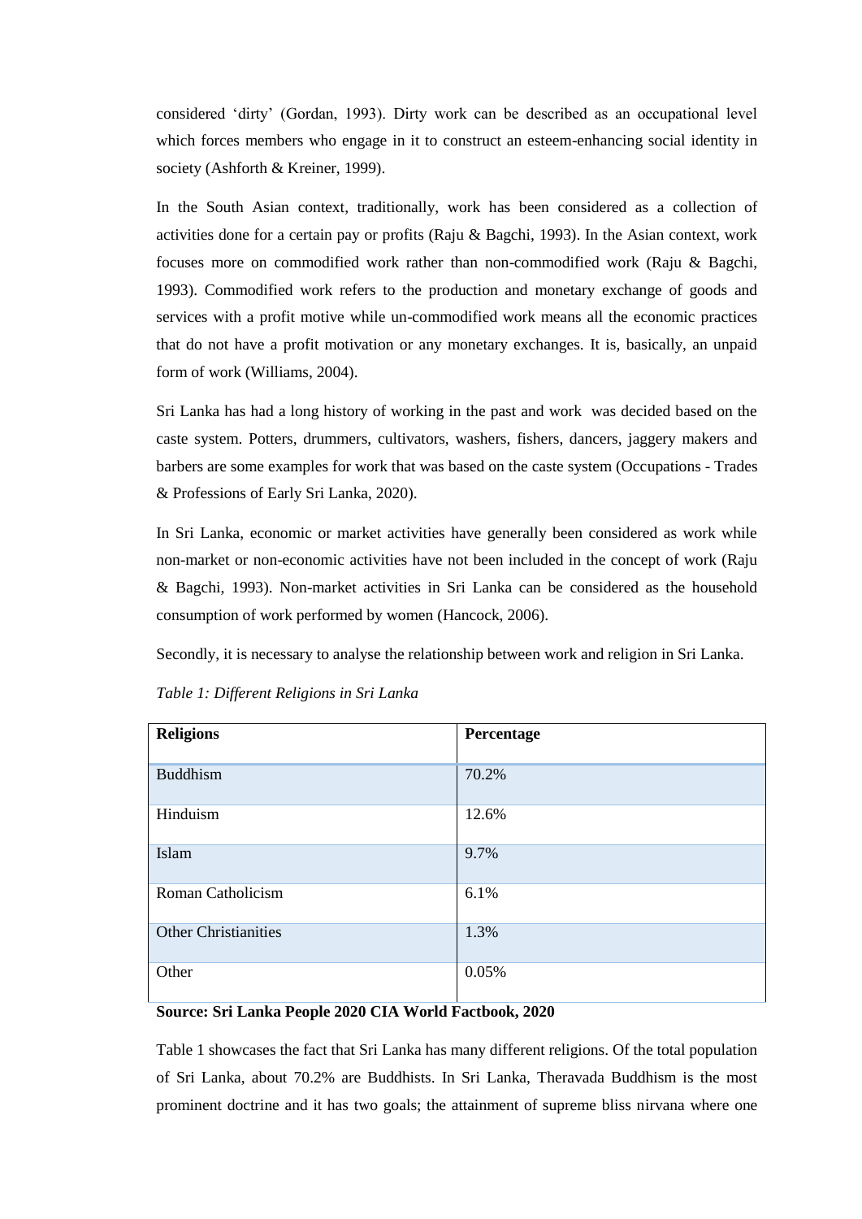considered 'dirty' (Gordan, 1993). Dirty work can be described as an occupational level which forces members who engage in it to construct an esteem-enhancing social identity in society (Ashforth & Kreiner, 1999).

In the South Asian context, traditionally, work has been considered as a collection of activities done for a certain pay or profits (Raju & Bagchi, 1993). In the Asian context, work focuses more on commodified work rather than non-commodified work (Raju & Bagchi, 1993). Commodified work refers to the production and monetary exchange of goods and services with a profit motive while un-commodified work means all the economic practices that do not have a profit motivation or any monetary exchanges. It is, basically, an unpaid form of work (Williams, 2004).

Sri Lanka has had a long history of working in the past and work was decided based on the caste system. Potters, drummers, cultivators, washers, fishers, dancers, jaggery makers and barbers are some examples for work that was based on the caste system (Occupations - Trades & Professions of Early Sri Lanka, 2020).

In Sri Lanka, economic or market activities have generally been considered as work while non-market or non-economic activities have not been included in the concept of work (Raju & Bagchi, 1993). Non-market activities in Sri Lanka can be considered as the household consumption of work performed by women (Hancock, 2006).

Secondly, it is necessary to analyse the relationship between work and religion in Sri Lanka.

*Table 1: Different Religions in Sri Lanka*

| **Religions** | **Percentage** |
|---|---|
| Buddhism | 70.2% |
| Hinduism | 12.6% |
| Islam | 9.7% |
| Roman Catholicism | 6.1% |
| Other Christianities | 1.3% |
| Other | 0.05% |

**Source: Sri Lanka People 2020 CIA World Factbook, 2020**

Table 1 showcases the fact that Sri Lanka has many different religions. Of the total population of Sri Lanka, about 70.2% are Buddhists. In Sri Lanka, Theravada Buddhism is the most prominent doctrine and it has two goals; the attainment of supreme bliss nirvana where one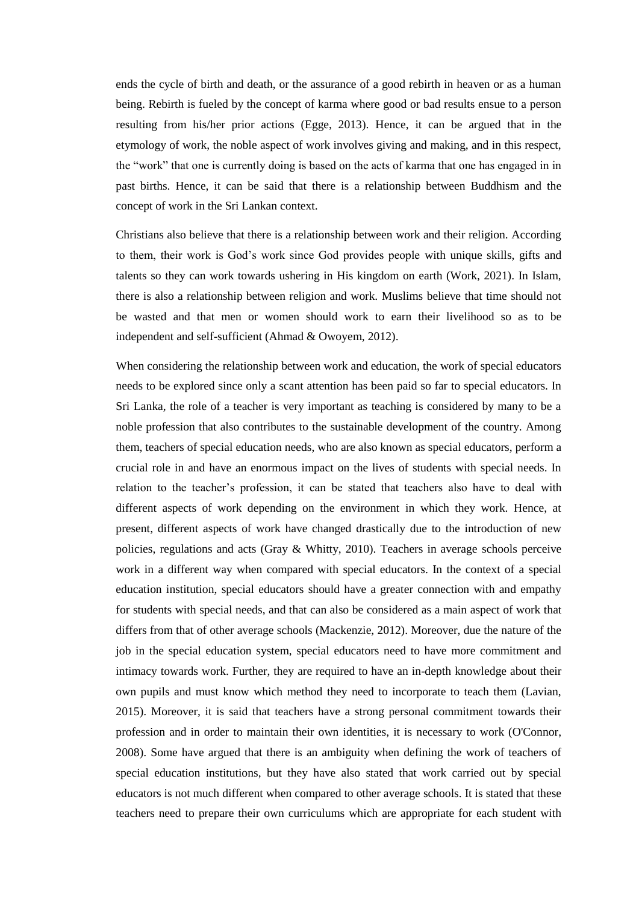ends the cycle of birth and death, or the assurance of a good rebirth in heaven or as a human being. Rebirth is fueled by the concept of karma where good or bad results ensue to a person resulting from his/her prior actions (Egge, 2013). Hence, it can be argued that in the etymology of work, the noble aspect of work involves giving and making, and in this respect, the "work" that one is currently doing is based on the acts of karma that one has engaged in in past births. Hence, it can be said that there is a relationship between Buddhism and the concept of work in the Sri Lankan context.

Christians also believe that there is a relationship between work and their religion. According to them, their work is God's work since God provides people with unique skills, gifts and talents so they can work towards ushering in His kingdom on earth (Work, 2021). In Islam, there is also a relationship between religion and work. Muslims believe that time should not be wasted and that men or women should work to earn their livelihood so as to be independent and self-sufficient (Ahmad & Owoyem, 2012).

When considering the relationship between work and education, the work of special educators needs to be explored since only a scant attention has been paid so far to special educators. In Sri Lanka, the role of a teacher is very important as teaching is considered by many to be a noble profession that also contributes to the sustainable development of the country. Among them, teachers of special education needs, who are also known as special educators, perform a crucial role in and have an enormous impact on the lives of students with special needs. In relation to the teacher's profession, it can be stated that teachers also have to deal with different aspects of work depending on the environment in which they work. Hence, at present, different aspects of work have changed drastically due to the introduction of new policies, regulations and acts (Gray & Whitty, 2010). Teachers in average schools perceive work in a different way when compared with special educators. In the context of a special education institution, special educators should have a greater connection with and empathy for students with special needs, and that can also be considered as a main aspect of work that differs from that of other average schools (Mackenzie, 2012). Moreover, due the nature of the job in the special education system, special educators need to have more commitment and intimacy towards work. Further, they are required to have an in-depth knowledge about their own pupils and must know which method they need to incorporate to teach them (Lavian, 2015). Moreover, it is said that teachers have a strong personal commitment towards their profession and in order to maintain their own identities, it is necessary to work (O'Connor, 2008). Some have argued that there is an ambiguity when defining the work of teachers of special education institutions, but they have also stated that work carried out by special educators is not much different when compared to other average schools. It is stated that these teachers need to prepare their own curriculums which are appropriate for each student with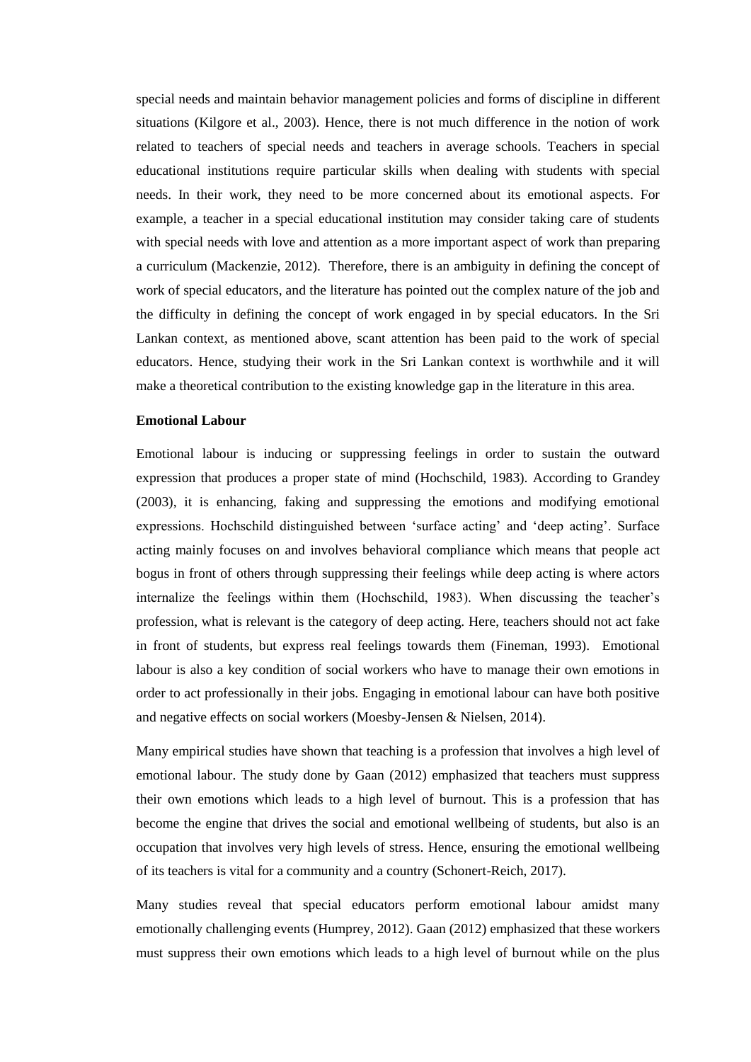special needs and maintain behavior management policies and forms of discipline in different situations (Kilgore et al., 2003). Hence, there is not much difference in the notion of work related to teachers of special needs and teachers in average schools. Teachers in special educational institutions require particular skills when dealing with students with special needs. In their work, they need to be more concerned about its emotional aspects. For example, a teacher in a special educational institution may consider taking care of students with special needs with love and attention as a more important aspect of work than preparing a curriculum (Mackenzie, 2012). Therefore, there is an ambiguity in defining the concept of work of special educators, and the literature has pointed out the complex nature of the job and the difficulty in defining the concept of work engaged in by special educators. In the Sri Lankan context, as mentioned above, scant attention has been paid to the work of special educators. Hence, studying their work in the Sri Lankan context is worthwhile and it will make a theoretical contribution to the existing knowledge gap in the literature in this area.

**Emotional Labour**

Emotional labour is inducing or suppressing feelings in order to sustain the outward expression that produces a proper state of mind (Hochschild, 1983). According to Grandey (2003), it is enhancing, faking and suppressing the emotions and modifying emotional expressions. Hochschild distinguished between 'surface acting' and 'deep acting'. Surface acting mainly focuses on and involves behavioral compliance which means that people act bogus in front of others through suppressing their feelings while deep acting is where actors internalize the feelings within them (Hochschild, 1983). When discussing the teacher's profession, what is relevant is the category of deep acting. Here, teachers should not act fake in front of students, but express real feelings towards them (Fineman, 1993). Emotional labour is also a key condition of social workers who have to manage their own emotions in order to act professionally in their jobs. Engaging in emotional labour can have both positive and negative effects on social workers (Moesby-Jensen & Nielsen, 2014).

Many empirical studies have shown that teaching is a profession that involves a high level of emotional labour. The study done by Gaan (2012) emphasized that teachers must suppress their own emotions which leads to a high level of burnout. This is a profession that has become the engine that drives the social and emotional wellbeing of students, but also is an occupation that involves very high levels of stress. Hence, ensuring the emotional wellbeing of its teachers is vital for a community and a country (Schonert-Reich, 2017).

Many studies reveal that special educators perform emotional labour amidst many emotionally challenging events (Humprey, 2012). Gaan (2012) emphasized that these workers must suppress their own emotions which leads to a high level of burnout while on the plus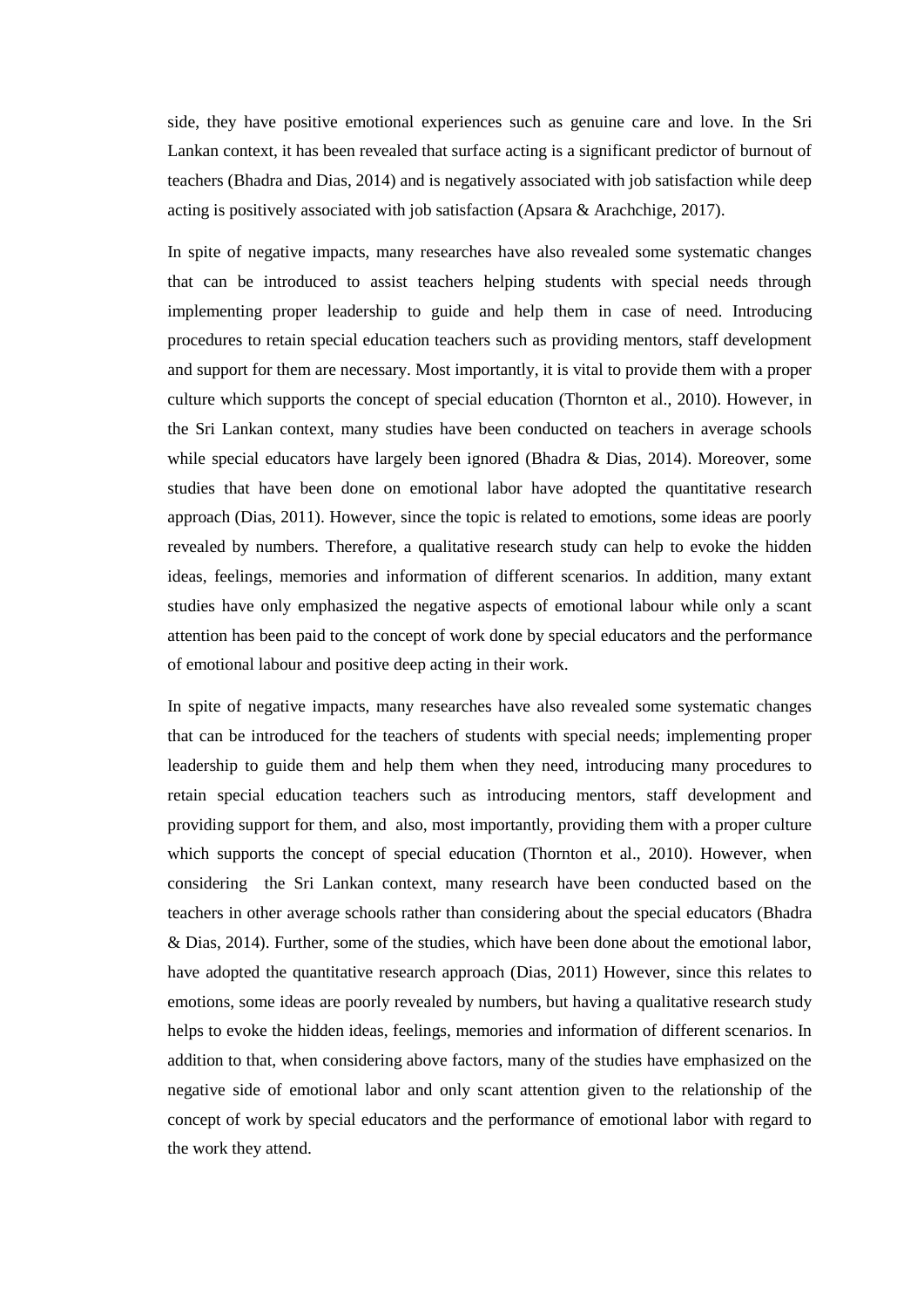side, they have positive emotional experiences such as genuine care and love. In the Sri Lankan context, it has been revealed that surface acting is a significant predictor of burnout of teachers (Bhadra and Dias, 2014) and is negatively associated with job satisfaction while deep acting is positively associated with job satisfaction (Apsara & Arachchige, 2017).

In spite of negative impacts, many researches have also revealed some systematic changes that can be introduced to assist teachers helping students with special needs through implementing proper leadership to guide and help them in case of need. Introducing procedures to retain special education teachers such as providing mentors, staff development and support for them are necessary. Most importantly, it is vital to provide them with a proper culture which supports the concept of special education (Thornton et al., 2010). However, in the Sri Lankan context, many studies have been conducted on teachers in average schools while special educators have largely been ignored (Bhadra & Dias, 2014). Moreover, some studies that have been done on emotional labor have adopted the quantitative research approach (Dias, 2011). However, since the topic is related to emotions, some ideas are poorly revealed by numbers. Therefore, a qualitative research study can help to evoke the hidden ideas, feelings, memories and information of different scenarios. In addition, many extant studies have only emphasized the negative aspects of emotional labour while only a scant attention has been paid to the concept of work done by special educators and the performance of emotional labour and positive deep acting in their work.

In spite of negative impacts, many researches have also revealed some systematic changes that can be introduced for the teachers of students with special needs; implementing proper leadership to guide them and help them when they need, introducing many procedures to retain special education teachers such as introducing mentors, staff development and providing support for them, and also, most importantly, providing them with a proper culture which supports the concept of special education (Thornton et al., 2010). However, when considering the Sri Lankan context, many research have been conducted based on the teachers in other average schools rather than considering about the special educators (Bhadra & Dias, 2014). Further, some of the studies, which have been done about the emotional labor, have adopted the quantitative research approach (Dias, 2011) However, since this relates to emotions, some ideas are poorly revealed by numbers, but having a qualitative research study helps to evoke the hidden ideas, feelings, memories and information of different scenarios. In addition to that, when considering above factors, many of the studies have emphasized on the negative side of emotional labor and only scant attention given to the relationship of the concept of work by special educators and the performance of emotional labor with regard to the work they attend.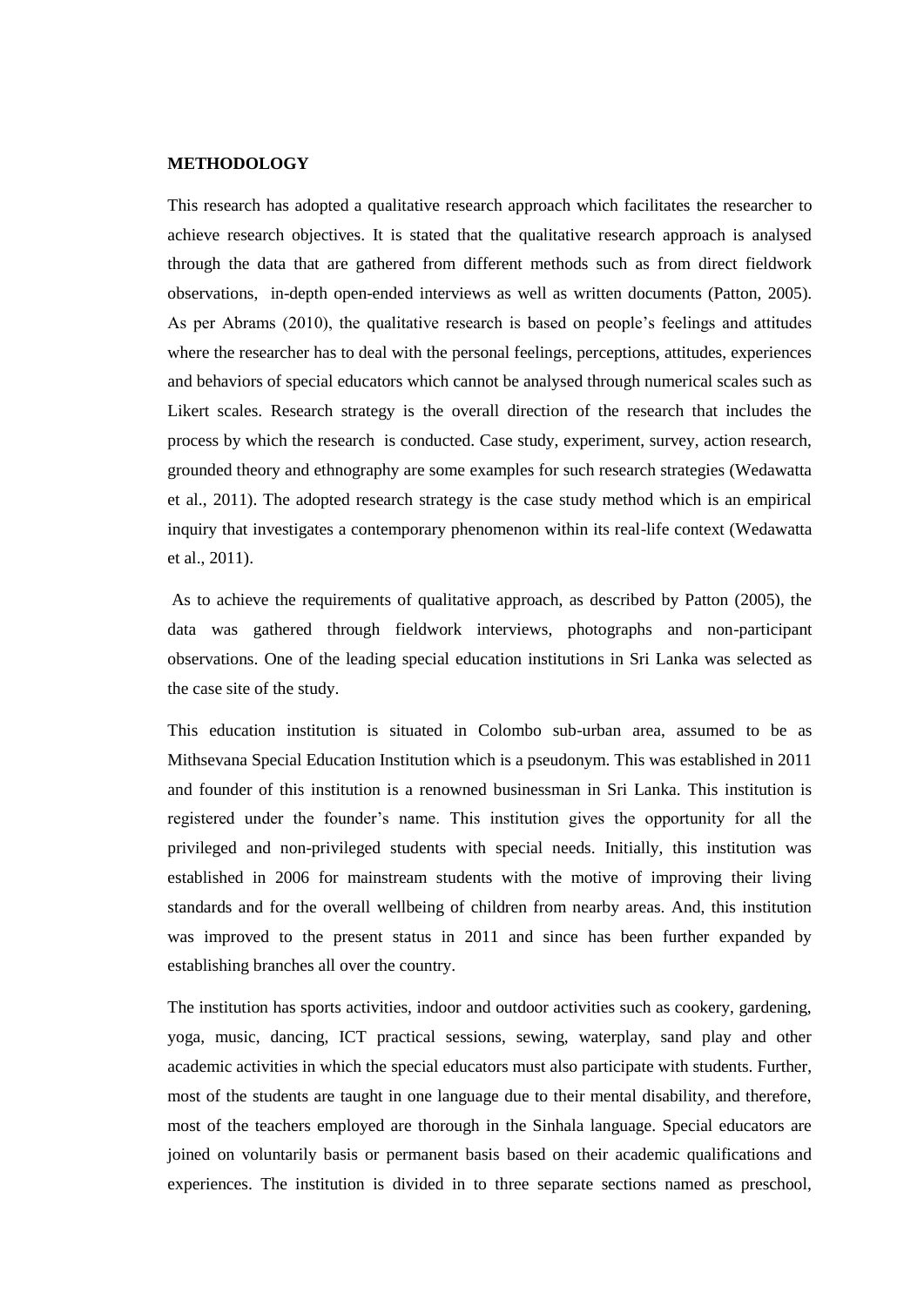**METHODOLOGY**

This research has adopted a qualitative research approach which facilitates the researcher to achieve research objectives. It is stated that the qualitative research approach is analysed through the data that are gathered from different methods such as from direct fieldwork observations, in-depth open-ended interviews as well as written documents (Patton, 2005). As per Abrams (2010), the qualitative research is based on people's feelings and attitudes where the researcher has to deal with the personal feelings, perceptions, attitudes, experiences and behaviors of special educators which cannot be analysed through numerical scales such as Likert scales. Research strategy is the overall direction of the research that includes the process by which the research is conducted. Case study, experiment, survey, action research, grounded theory and ethnography are some examples for such research strategies (Wedawatta et al., 2011). The adopted research strategy is the case study method which is an empirical inquiry that investigates a contemporary phenomenon within its real-life context (Wedawatta et al., 2011).

As to achieve the requirements of qualitative approach, as described by Patton (2005), the data was gathered through fieldwork interviews, photographs and non-participant observations. One of the leading special education institutions in Sri Lanka was selected as the case site of the study.

This education institution is situated in Colombo sub-urban area, assumed to be as Mithsevana Special Education Institution which is a pseudonym. This was established in 2011 and founder of this institution is a renowned businessman in Sri Lanka. This institution is registered under the founder's name. This institution gives the opportunity for all the privileged and non-privileged students with special needs. Initially, this institution was established in 2006 for mainstream students with the motive of improving their living standards and for the overall wellbeing of children from nearby areas. And, this institution was improved to the present status in 2011 and since has been further expanded by establishing branches all over the country.

The institution has sports activities, indoor and outdoor activities such as cookery, gardening, yoga, music, dancing, ICT practical sessions, sewing, waterplay, sand play and other academic activities in which the special educators must also participate with students. Further, most of the students are taught in one language due to their mental disability, and therefore, most of the teachers employed are thorough in the Sinhala language. Special educators are joined on voluntarily basis or permanent basis based on their academic qualifications and experiences. The institution is divided in to three separate sections named as preschool,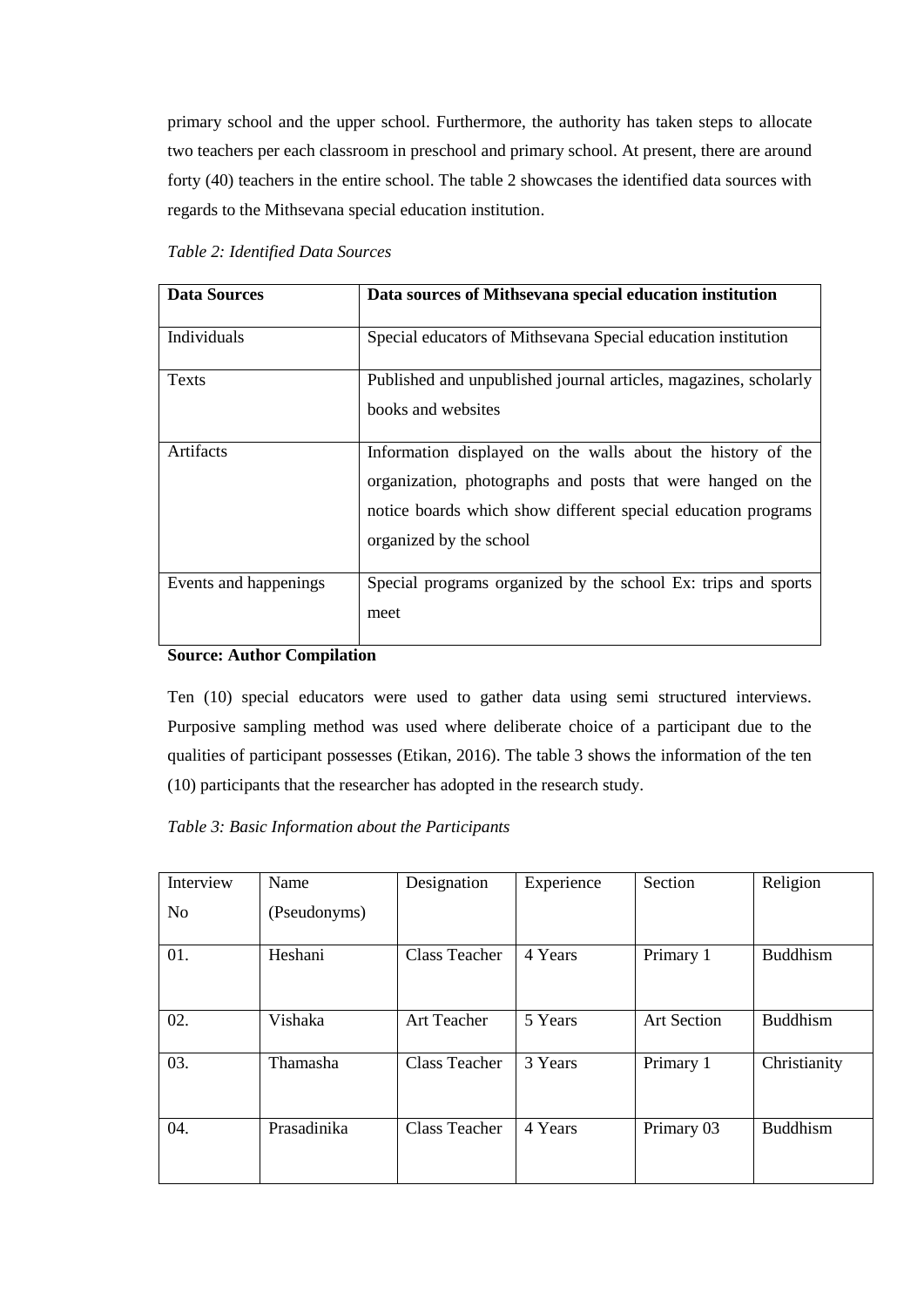primary school and the upper school. Furthermore, the authority has taken steps to allocate two teachers per each classroom in preschool and primary school. At present, there are around forty (40) teachers in the entire school. The table 2 showcases the identified data sources with regards to the Mithsevana special education institution.

*Table 2: Identified Data Sources*

| **Data Sources** | **Data sources of Mithsevana special education institution** |
|---|---|
| Individuals | Special educators of Mithsevana Special education institution |
| Texts | Published and unpublished journal articles, magazines, scholarly books and websites |
| Artifacts | Information displayed on the walls about the history of the organization, photographs and posts that were hanged on the notice boards which show different special education programs organized by the school |
| Events and happenings | Special programs organized by the school Ex: trips and sports meet |

**Source: Author Compilation**

Ten (10) special educators were used to gather data using semi structured interviews. Purposive sampling method was used where deliberate choice of a participant due to the qualities of participant possesses (Etikan, 2016). The table 3 shows the information of the ten (10) participants that the researcher has adopted in the research study.

*Table 3: Basic Information about the Participants*

| Interview No | Name (Pseudonyms) | Designation | Experience | Section | Religion |
|---|---|---|---|---|---|
| 01. | Heshani | Class Teacher | 4 Years | Primary 1 | Buddhism |
| 02. | Vishaka | Art Teacher | 5 Years | Art Section | Buddhism |
| 03. | Thamasha | Class Teacher | 3 Years | Primary 1 | Christianity |
| 04. | Prasadinika | Class Teacher | 4 Years | Primary 03 | Buddhism |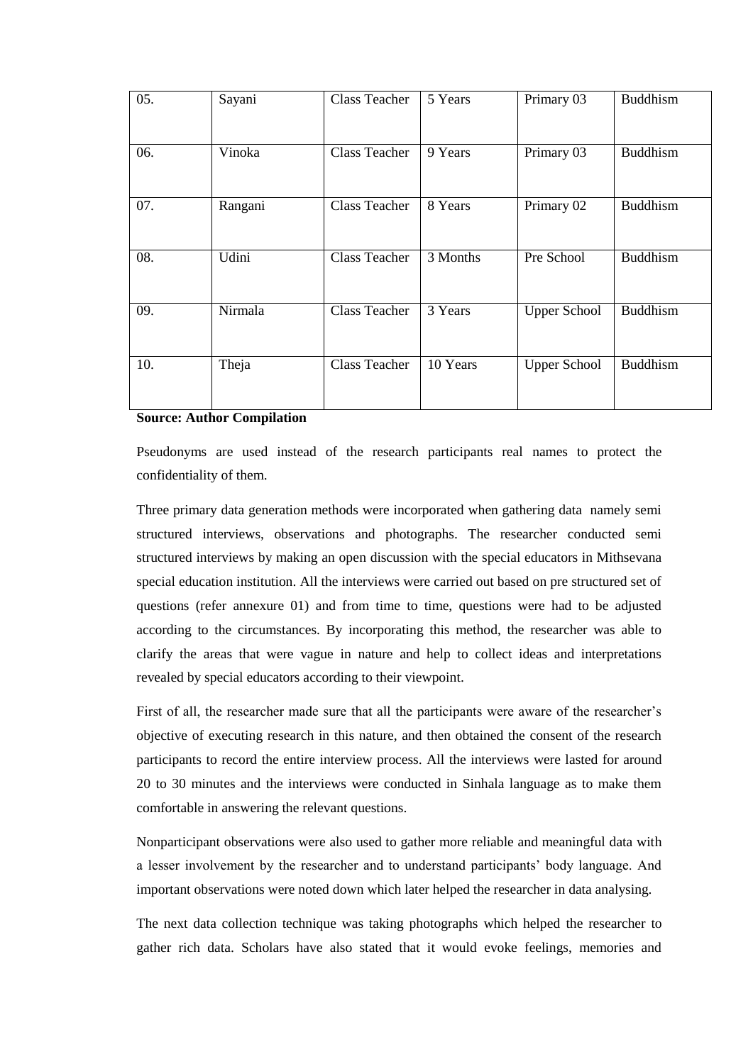| 05. | Sayani | Class Teacher | 5 Years | Primary 03 | Buddhism |
|---|---|---|---|---|---|
| 06. | Vinoka | Class Teacher | 9 Years | Primary 03 | Buddhism |
| 07. | Rangani | Class Teacher | 8 Years | Primary 02 | Buddhism |
| 08. | Udini | Class Teacher | 3 Months | Pre School | Buddhism |
| 09. | Nirmala | Class Teacher | 3 Years | Upper School | Buddhism |
| 10. | Theja | Class Teacher | 10 Years | Upper School | Buddhism |

**Source: Author Compilation**

Pseudonyms are used instead of the research participants real names to protect the confidentiality of them.

Three primary data generation methods were incorporated when gathering data namely semi structured interviews, observations and photographs. The researcher conducted semi structured interviews by making an open discussion with the special educators in Mithsevana special education institution. All the interviews were carried out based on pre structured set of questions (refer annexure 01) and from time to time, questions were had to be adjusted according to the circumstances. By incorporating this method, the researcher was able to clarify the areas that were vague in nature and help to collect ideas and interpretations revealed by special educators according to their viewpoint.

First of all, the researcher made sure that all the participants were aware of the researcher's objective of executing research in this nature, and then obtained the consent of the research participants to record the entire interview process. All the interviews were lasted for around 20 to 30 minutes and the interviews were conducted in Sinhala language as to make them comfortable in answering the relevant questions.

Nonparticipant observations were also used to gather more reliable and meaningful data with a lesser involvement by the researcher and to understand participants' body language. And important observations were noted down which later helped the researcher in data analysing.

The next data collection technique was taking photographs which helped the researcher to gather rich data. Scholars have also stated that it would evoke feelings, memories and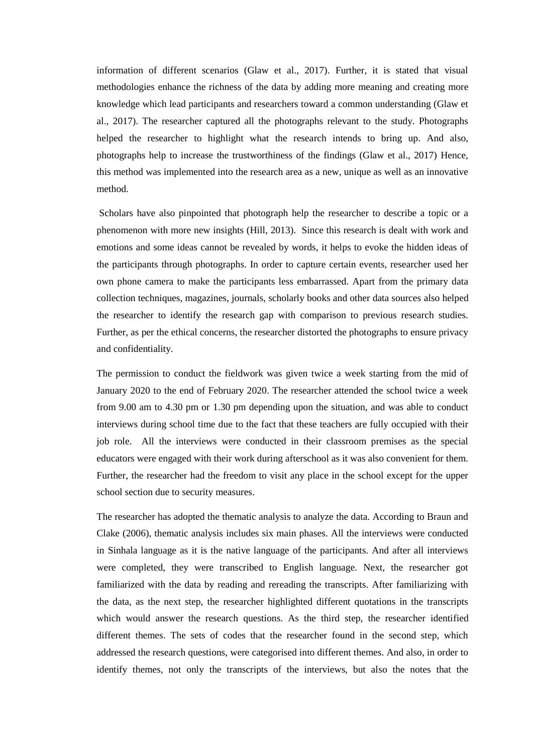information of different scenarios (Glaw et al., 2017). Further, it is stated that visual methodologies enhance the richness of the data by adding more meaning and creating more knowledge which lead participants and researchers toward a common understanding (Glaw et al., 2017). The researcher captured all the photographs relevant to the study. Photographs helped the researcher to highlight what the research intends to bring up. And also, photographs help to increase the trustworthiness of the findings (Glaw et al., 2017) Hence, this method was implemented into the research area as a new, unique as well as an innovative method.

Scholars have also pinpointed that photograph help the researcher to describe a topic or a phenomenon with more new insights (Hill, 2013). Since this research is dealt with work and emotions and some ideas cannot be revealed by words, it helps to evoke the hidden ideas of the participants through photographs. In order to capture certain events, researcher used her own phone camera to make the participants less embarrassed. Apart from the primary data collection techniques, magazines, journals, scholarly books and other data sources also helped the researcher to identify the research gap with comparison to previous research studies. Further, as per the ethical concerns, the researcher distorted the photographs to ensure privacy and confidentiality.

The permission to conduct the fieldwork was given twice a week starting from the mid of January 2020 to the end of February 2020. The researcher attended the school twice a week from 9.00 am to 4.30 pm or 1.30 pm depending upon the situation, and was able to conduct interviews during school time due to the fact that these teachers are fully occupied with their job role. All the interviews were conducted in their classroom premises as the special educators were engaged with their work during afterschool as it was also convenient for them. Further, the researcher had the freedom to visit any place in the school except for the upper school section due to security measures.

The researcher has adopted the thematic analysis to analyze the data. According to Braun and Clake (2006), thematic analysis includes six main phases. All the interviews were conducted in Sinhala language as it is the native language of the participants. And after all interviews were completed, they were transcribed to English language. Next, the researcher got familiarized with the data by reading and rereading the transcripts. After familiarizing with the data, as the next step, the researcher highlighted different quotations in the transcripts which would answer the research questions. As the third step, the researcher identified different themes. The sets of codes that the researcher found in the second step, which addressed the research questions, were categorised into different themes. And also, in order to identify themes, not only the transcripts of the interviews, but also the notes that the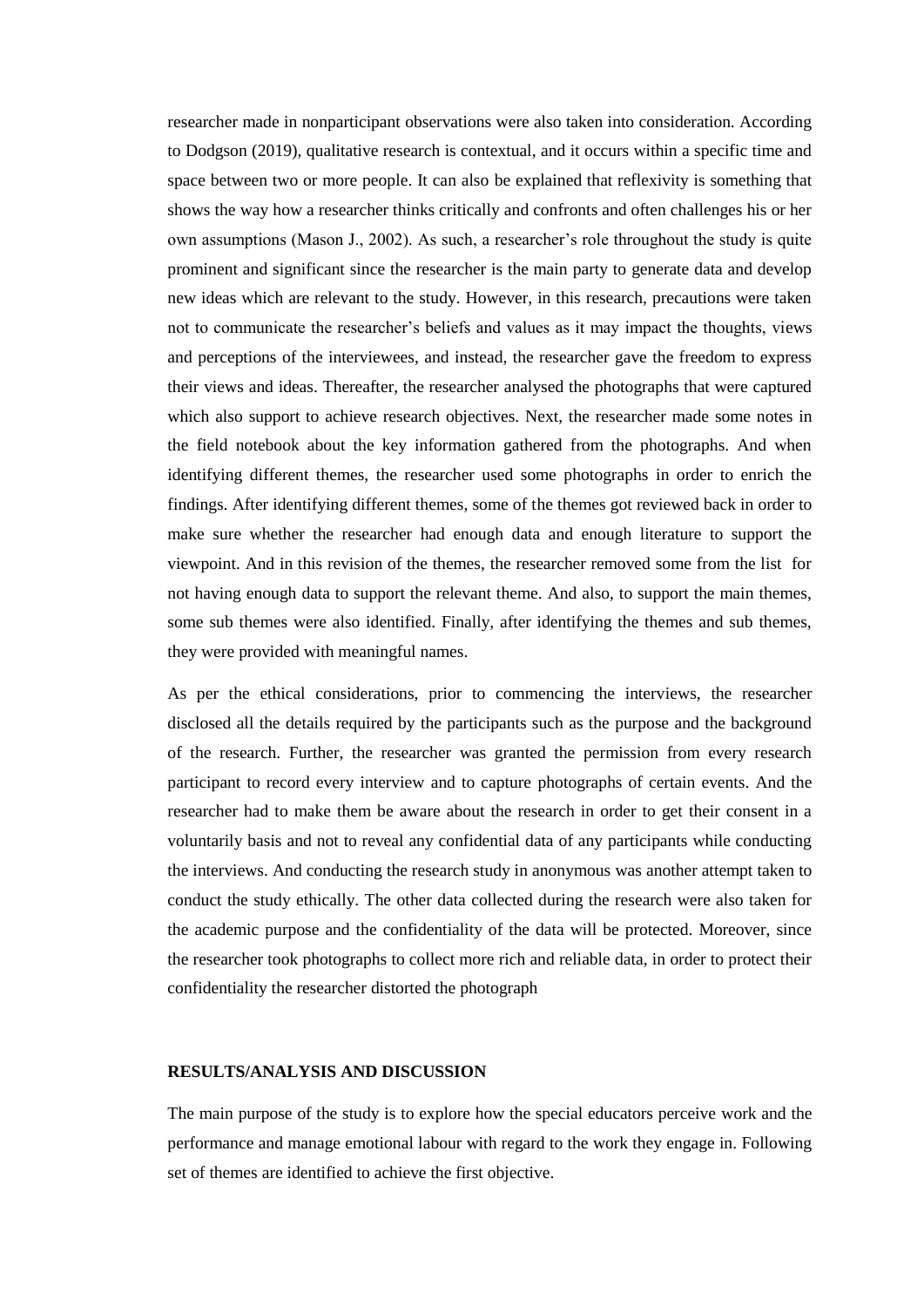researcher made in nonparticipant observations were also taken into consideration. According to Dodgson (2019), qualitative research is contextual, and it occurs within a specific time and space between two or more people. It can also be explained that reflexivity is something that shows the way how a researcher thinks critically and confronts and often challenges his or her own assumptions (Mason J., 2002). As such, a researcher's role throughout the study is quite prominent and significant since the researcher is the main party to generate data and develop new ideas which are relevant to the study. However, in this research, precautions were taken not to communicate the researcher's beliefs and values as it may impact the thoughts, views and perceptions of the interviewees, and instead, the researcher gave the freedom to express their views and ideas. Thereafter, the researcher analysed the photographs that were captured which also support to achieve research objectives. Next, the researcher made some notes in the field notebook about the key information gathered from the photographs. And when identifying different themes, the researcher used some photographs in order to enrich the findings. After identifying different themes, some of the themes got reviewed back in order to make sure whether the researcher had enough data and enough literature to support the viewpoint. And in this revision of the themes, the researcher removed some from the list for not having enough data to support the relevant theme. And also, to support the main themes, some sub themes were also identified. Finally, after identifying the themes and sub themes, they were provided with meaningful names.

As per the ethical considerations, prior to commencing the interviews, the researcher disclosed all the details required by the participants such as the purpose and the background of the research. Further, the researcher was granted the permission from every research participant to record every interview and to capture photographs of certain events. And the researcher had to make them be aware about the research in order to get their consent in a voluntarily basis and not to reveal any confidential data of any participants while conducting the interviews. And conducting the research study in anonymous was another attempt taken to conduct the study ethically. The other data collected during the research were also taken for the academic purpose and the confidentiality of the data will be protected. Moreover, since the researcher took photographs to collect more rich and reliable data, in order to protect their confidentiality the researcher distorted the photograph

**RESULTS/ANALYSIS AND DISCUSSION**

The main purpose of the study is to explore how the special educators perceive work and the performance and manage emotional labour with regard to the work they engage in. Following set of themes are identified to achieve the first objective.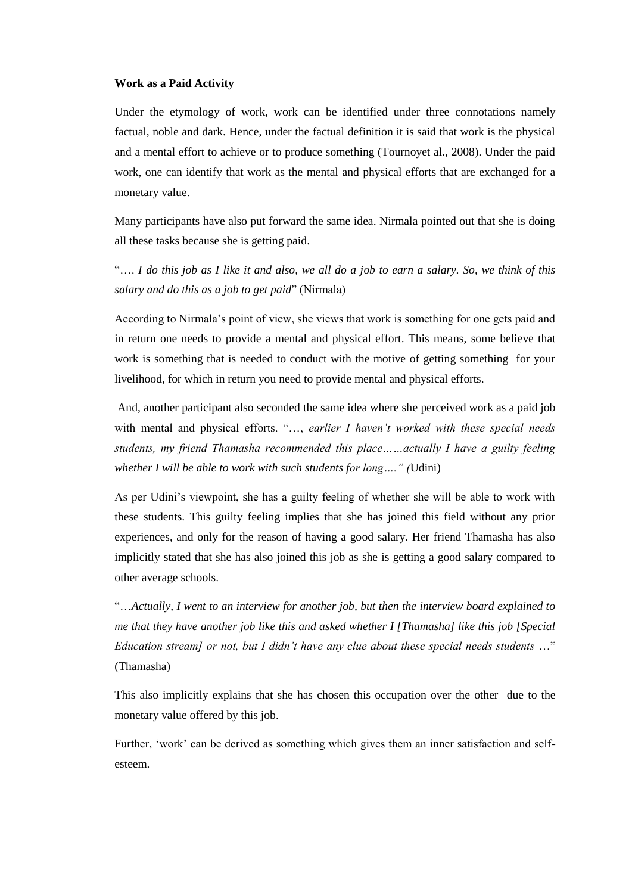**Work as a Paid Activity**

Under the etymology of work, work can be identified under three connotations namely factual, noble and dark. Hence, under the factual definition it is said that work is the physical and a mental effort to achieve or to produce something (Tournoyet al., 2008). Under the paid work, one can identify that work as the mental and physical efforts that are exchanged for a monetary value.

Many participants have also put forward the same idea. Nirmala pointed out that she is doing all these tasks because she is getting paid.

"*…. I do this job as I like it and also, we all do a job to earn a salary. So, we think of this salary and do this as a job to get paid*" (Nirmala)

According to Nirmala's point of view, she views that work is something for one gets paid and in return one needs to provide a mental and physical effort. This means, some believe that work is something that is needed to conduct with the motive of getting something for your livelihood, for which in return you need to provide mental and physical efforts.

And, another participant also seconded the same idea where she perceived work as a paid job with mental and physical efforts. "…, *earlier I haven't worked with these special needs students, my friend Thamasha recommended this place……actually I have a guilty feeling whether I will be able to work with such students for long…." (*Udini)

As per Udini's viewpoint, she has a guilty feeling of whether she will be able to work with these students. This guilty feeling implies that she has joined this field without any prior experiences, and only for the reason of having a good salary. Her friend Thamasha has also implicitly stated that she has also joined this job as she is getting a good salary compared to other average schools.

"…*Actually, I went to an interview for another job, but then the interview board explained to me that they have another job like this and asked whether I [Thamasha] like this job [Special Education stream] or not, but I didn't have any clue about these special needs students* …" (Thamasha)

This also implicitly explains that she has chosen this occupation over the other due to the monetary value offered by this job.

Further, 'work' can be derived as something which gives them an inner satisfaction and self-esteem.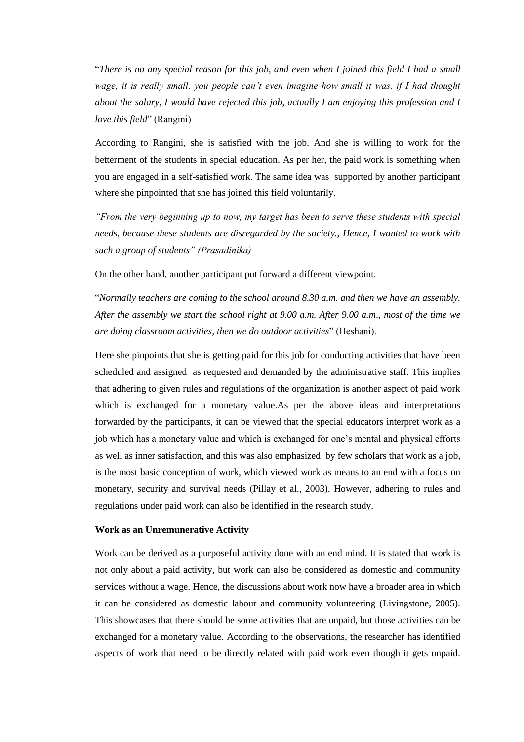"*There is no any special reason for this job, and even when I joined this field I had a small wage, it is really small, you people can't even imagine how small it was, if I had thought about the salary, I would have rejected this job, actually I am enjoying this profession and I love this field*" (Rangini)

According to Rangini, she is satisfied with the job. And she is willing to work for the betterment of the students in special education. As per her, the paid work is something when you are engaged in a self-satisfied work. The same idea was supported by another participant where she pinpointed that she has joined this field voluntarily.

*"From the very beginning up to now, my target has been to serve these students with special needs, because these students are disregarded by the society., Hence, I wanted to work with such a group of students" (Prasadinika)*

On the other hand, another participant put forward a different viewpoint.

"*Normally teachers are coming to the school around 8.30 a.m. and then we have an assembly. After the assembly we start the school right at 9.00 a.m. After 9.00 a.m., most of the time we are doing classroom activities, then we do outdoor activities*" (Heshani).

Here she pinpoints that she is getting paid for this job for conducting activities that have been scheduled and assigned as requested and demanded by the administrative staff. This implies that adhering to given rules and regulations of the organization is another aspect of paid work which is exchanged for a monetary value.As per the above ideas and interpretations forwarded by the participants, it can be viewed that the special educators interpret work as a job which has a monetary value and which is exchanged for one's mental and physical efforts as well as inner satisfaction, and this was also emphasized by few scholars that work as a job, is the most basic conception of work, which viewed work as means to an end with a focus on monetary, security and survival needs (Pillay et al., 2003). However, adhering to rules and regulations under paid work can also be identified in the research study.

**Work as an Unremunerative Activity**

Work can be derived as a purposeful activity done with an end mind. It is stated that work is not only about a paid activity, but work can also be considered as domestic and community services without a wage. Hence, the discussions about work now have a broader area in which it can be considered as domestic labour and community volunteering (Livingstone, 2005). This showcases that there should be some activities that are unpaid, but those activities can be exchanged for a monetary value. According to the observations, the researcher has identified aspects of work that need to be directly related with paid work even though it gets unpaid.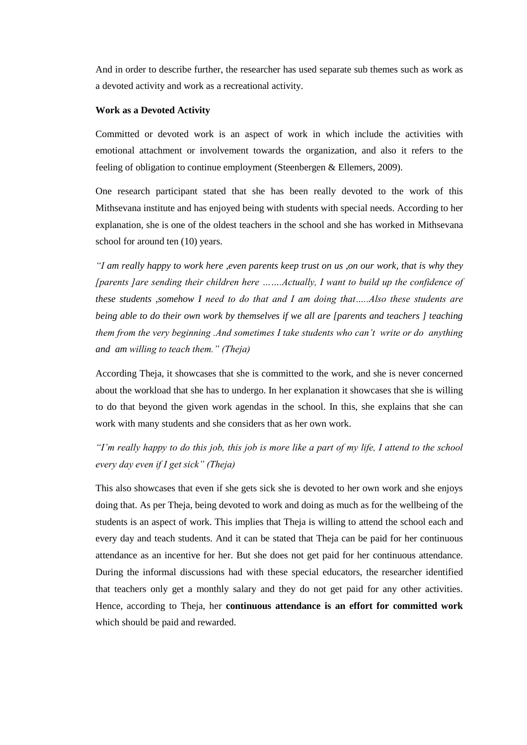And in order to describe further, the researcher has used separate sub themes such as work as a devoted activity and work as a recreational activity.

**Work as a Devoted Activity**

Committed or devoted work is an aspect of work in which include the activities with emotional attachment or involvement towards the organization, and also it refers to the feeling of obligation to continue employment (Steenbergen & Ellemers, 2009).

One research participant stated that she has been really devoted to the work of this Mithsevana institute and has enjoyed being with students with special needs. According to her explanation, she is one of the oldest teachers in the school and she has worked in Mithsevana school for around ten (10) years.

*"I am really happy to work here ,even parents keep trust on us ,on our work, that is why they [parents ]are sending their children here …….Actually, I want to build up the confidence of these students ,somehow I need to do that and I am doing that…..Also these students are being able to do their own work by themselves if we all are [parents and teachers ] teaching them from the very beginning .And sometimes I take students who can't write or do anything and am willing to teach them." (Theja)*

According Theja, it showcases that she is committed to the work, and she is never concerned about the workload that she has to undergo. In her explanation it showcases that she is willing to do that beyond the given work agendas in the school. In this, she explains that she can work with many students and she considers that as her own work.

*"I'm really happy to do this job, this job is more like a part of my life, I attend to the school every day even if I get sick" (Theja)*

This also showcases that even if she gets sick she is devoted to her own work and she enjoys doing that. As per Theja, being devoted to work and doing as much as for the wellbeing of the students is an aspect of work. This implies that Theja is willing to attend the school each and every day and teach students. And it can be stated that Theja can be paid for her continuous attendance as an incentive for her. But she does not get paid for her continuous attendance. During the informal discussions had with these special educators, the researcher identified that teachers only get a monthly salary and they do not get paid for any other activities. Hence, according to Theja, her **continuous attendance is an effort for committed work** which should be paid and rewarded.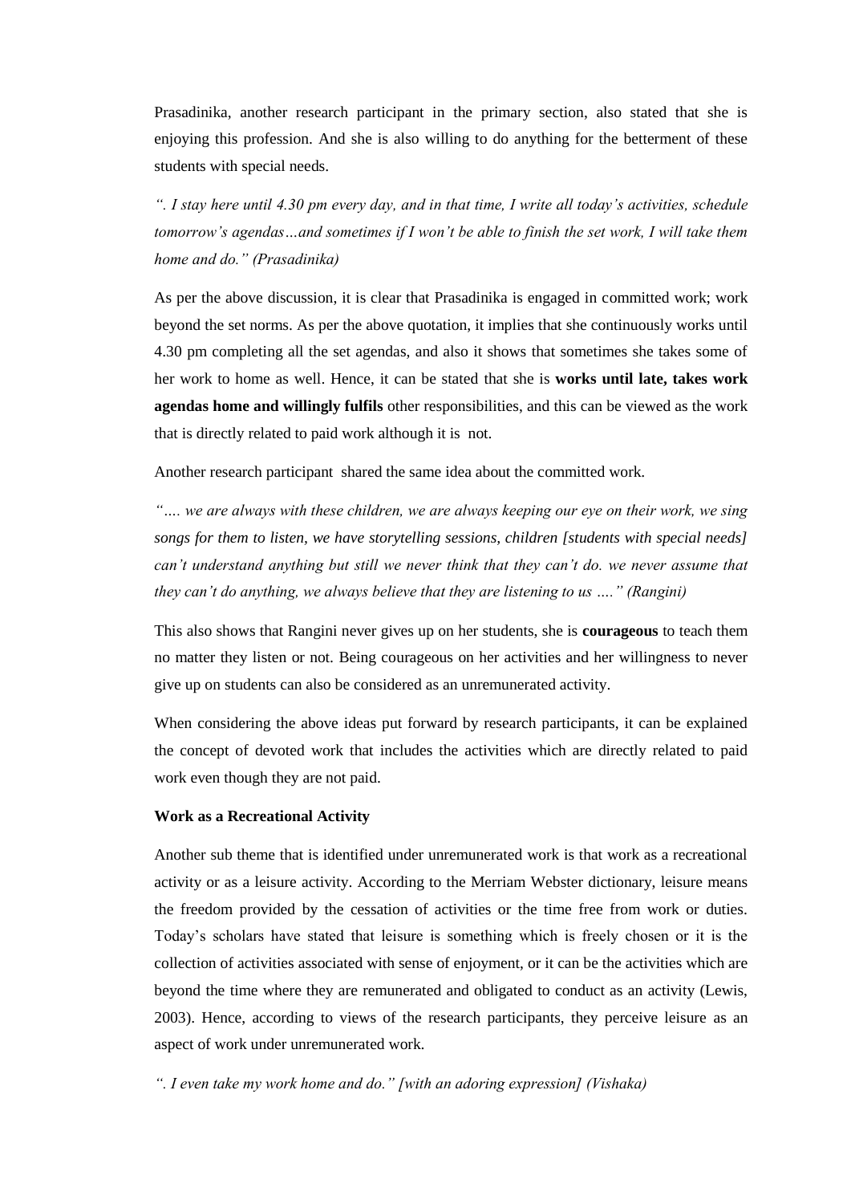Prasadinika, another research participant in the primary section, also stated that she is enjoying this profession. And she is also willing to do anything for the betterment of these students with special needs.

*". I stay here until 4.30 pm every day, and in that time, I write all today's activities, schedule tomorrow's agendas…and sometimes if I won't be able to finish the set work, I will take them home and do." (Prasadinika)*

As per the above discussion, it is clear that Prasadinika is engaged in committed work; work beyond the set norms. As per the above quotation, it implies that she continuously works until 4.30 pm completing all the set agendas, and also it shows that sometimes she takes some of her work to home as well. Hence, it can be stated that she is **works until late, takes work agendas home and willingly fulfils** other responsibilities, and this can be viewed as the work that is directly related to paid work although it is not.

Another research participant shared the same idea about the committed work.

*"…. we are always with these children, we are always keeping our eye on their work, we sing songs for them to listen, we have storytelling sessions, children [students with special needs] can't understand anything but still we never think that they can't do. we never assume that they can't do anything, we always believe that they are listening to us …." (Rangini)*

This also shows that Rangini never gives up on her students, she is **courageous** to teach them no matter they listen or not. Being courageous on her activities and her willingness to never give up on students can also be considered as an unremunerated activity.

When considering the above ideas put forward by research participants, it can be explained the concept of devoted work that includes the activities which are directly related to paid work even though they are not paid.

**Work as a Recreational Activity**

Another sub theme that is identified under unremunerated work is that work as a recreational activity or as a leisure activity. According to the Merriam Webster dictionary, leisure means the freedom provided by the cessation of activities or the time free from work or duties. Today's scholars have stated that leisure is something which is freely chosen or it is the collection of activities associated with sense of enjoyment, or it can be the activities which are beyond the time where they are remunerated and obligated to conduct as an activity (Lewis, 2003). Hence, according to views of the research participants, they perceive leisure as an aspect of work under unremunerated work.

*". I even take my work home and do." [with an adoring expression] (Vishaka)*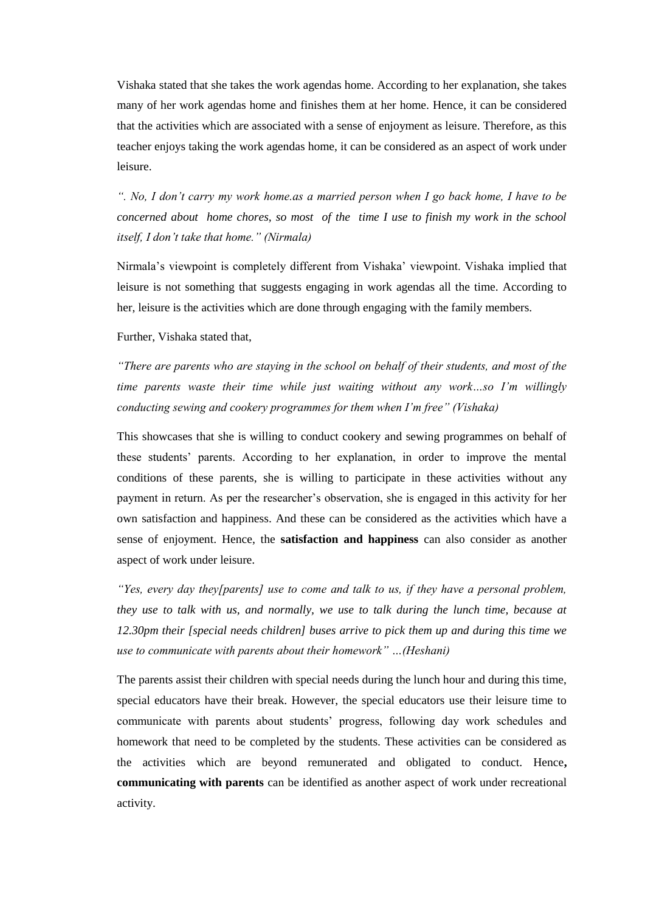Vishaka stated that she takes the work agendas home. According to her explanation, she takes many of her work agendas home and finishes them at her home. Hence, it can be considered that the activities which are associated with a sense of enjoyment as leisure. Therefore, as this teacher enjoys taking the work agendas home, it can be considered as an aspect of work under leisure.

*". No, I don't carry my work home.as a married person when I go back home, I have to be concerned about home chores, so most of the time I use to finish my work in the school itself, I don't take that home." (Nirmala)*

Nirmala's viewpoint is completely different from Vishaka' viewpoint. Vishaka implied that leisure is not something that suggests engaging in work agendas all the time. According to her, leisure is the activities which are done through engaging with the family members.

Further, Vishaka stated that,

*"There are parents who are staying in the school on behalf of their students, and most of the time parents waste their time while just waiting without any work…so I'm willingly conducting sewing and cookery programmes for them when I'm free" (Vishaka)*

This showcases that she is willing to conduct cookery and sewing programmes on behalf of these students' parents. According to her explanation, in order to improve the mental conditions of these parents, she is willing to participate in these activities without any payment in return. As per the researcher's observation, she is engaged in this activity for her own satisfaction and happiness. And these can be considered as the activities which have a sense of enjoyment. Hence, the **satisfaction and happiness** can also consider as another aspect of work under leisure.

*"Yes, every day they[parents] use to come and talk to us, if they have a personal problem, they use to talk with us, and normally, we use to talk during the lunch time, because at 12.30pm their [special needs children] buses arrive to pick them up and during this time we use to communicate with parents about their homework" …(Heshani)*

The parents assist their children with special needs during the lunch hour and during this time, special educators have their break. However, the special educators use their leisure time to communicate with parents about students' progress, following day work schedules and homework that need to be completed by the students. These activities can be considered as the activities which are beyond remunerated and obligated to conduct. Hence**,** **communicating with parents** can be identified as another aspect of work under recreational activity.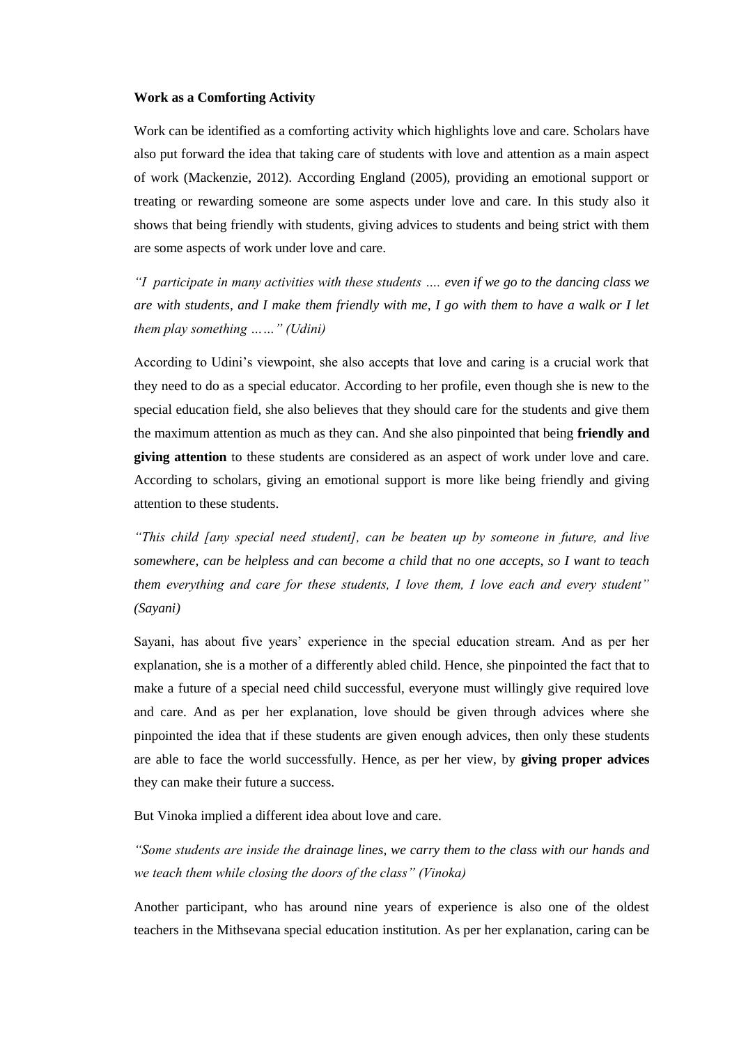**Work as a Comforting Activity**

Work can be identified as a comforting activity which highlights love and care. Scholars have also put forward the idea that taking care of students with love and attention as a main aspect of work (Mackenzie, 2012). According England (2005), providing an emotional support or treating or rewarding someone are some aspects under love and care. In this study also it shows that being friendly with students, giving advices to students and being strict with them are some aspects of work under love and care.

*"I participate in many activities with these students …. even if we go to the dancing class we are with students, and I make them friendly with me, I go with them to have a walk or I let them play something ……" (Udini)*

According to Udini's viewpoint, she also accepts that love and caring is a crucial work that they need to do as a special educator. According to her profile, even though she is new to the special education field, she also believes that they should care for the students and give them the maximum attention as much as they can. And she also pinpointed that being **friendly and giving attention** to these students are considered as an aspect of work under love and care. According to scholars, giving an emotional support is more like being friendly and giving attention to these students.

*"This child [any special need student], can be beaten up by someone in future, and live somewhere, can be helpless and can become a child that no one accepts, so I want to teach them everything and care for these students, I love them, I love each and every student" (Sayani)*

Sayani, has about five years' experience in the special education stream. And as per her explanation, she is a mother of a differently abled child. Hence, she pinpointed the fact that to make a future of a special need child successful, everyone must willingly give required love and care. And as per her explanation, love should be given through advices where she pinpointed the idea that if these students are given enough advices, then only these students are able to face the world successfully. Hence, as per her view, by **giving proper advices** they can make their future a success.

But Vinoka implied a different idea about love and care.

*"Some students are inside the drainage lines, we carry them to the class with our hands and we teach them while closing the doors of the class" (Vinoka)*

Another participant, who has around nine years of experience is also one of the oldest teachers in the Mithsevana special education institution. As per her explanation, caring can be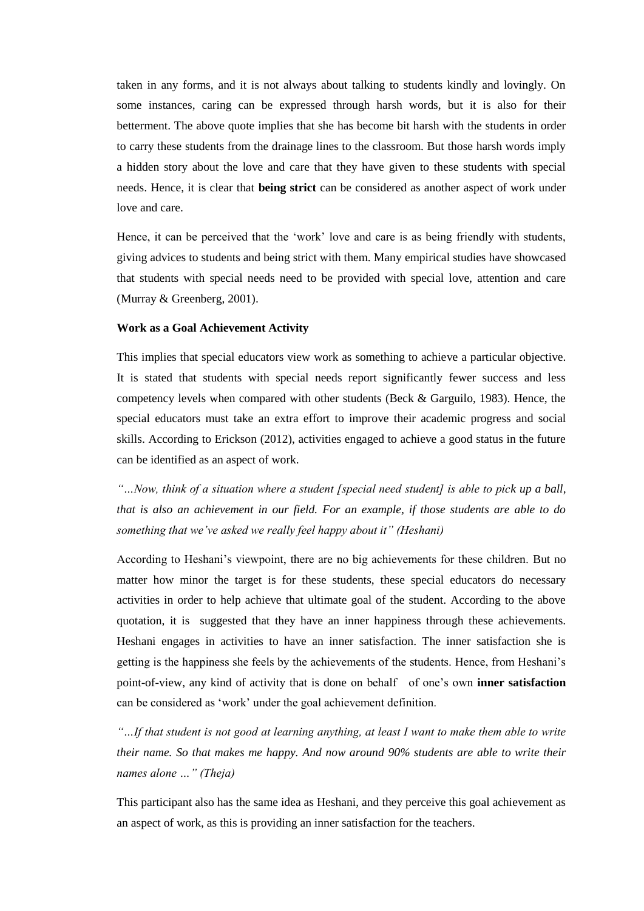taken in any forms, and it is not always about talking to students kindly and lovingly. On some instances, caring can be expressed through harsh words, but it is also for their betterment. The above quote implies that she has become bit harsh with the students in order to carry these students from the drainage lines to the classroom. But those harsh words imply a hidden story about the love and care that they have given to these students with special needs. Hence, it is clear that **being strict** can be considered as another aspect of work under love and care.

Hence, it can be perceived that the 'work' love and care is as being friendly with students, giving advices to students and being strict with them. Many empirical studies have showcased that students with special needs need to be provided with special love, attention and care (Murray & Greenberg, 2001).

**Work as a Goal Achievement Activity**

This implies that special educators view work as something to achieve a particular objective. It is stated that students with special needs report significantly fewer success and less competency levels when compared with other students (Beck & Garguilo, 1983). Hence, the special educators must take an extra effort to improve their academic progress and social skills. According to Erickson (2012), activities engaged to achieve a good status in the future can be identified as an aspect of work.

*"…Now, think of a situation where a student [special need student] is able to pick up a ball, that is also an achievement in our field. For an example, if those students are able to do something that we've asked we really feel happy about it" (Heshani)*

According to Heshani's viewpoint, there are no big achievements for these children. But no matter how minor the target is for these students, these special educators do necessary activities in order to help achieve that ultimate goal of the student. According to the above quotation, it is suggested that they have an inner happiness through these achievements. Heshani engages in activities to have an inner satisfaction. The inner satisfaction she is getting is the happiness she feels by the achievements of the students. Hence, from Heshani's point-of-view, any kind of activity that is done on behalf of one's own **inner satisfaction** can be considered as 'work' under the goal achievement definition.

*"…If that student is not good at learning anything, at least I want to make them able to write their name. So that makes me happy. And now around 90% students are able to write their names alone …" (Theja)*

This participant also has the same idea as Heshani, and they perceive this goal achievement as an aspect of work, as this is providing an inner satisfaction for the teachers.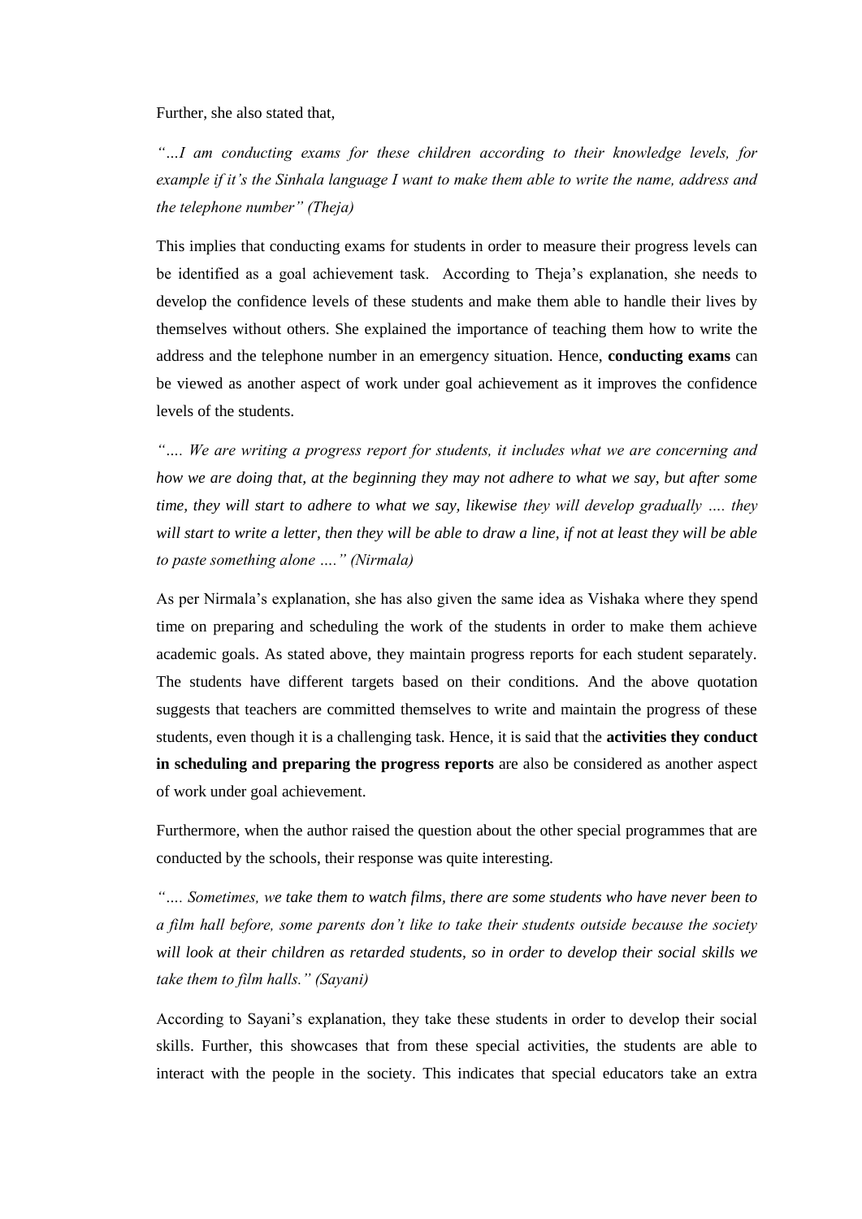Further, she also stated that,

*"…I am conducting exams for these children according to their knowledge levels, for example if it's the Sinhala language I want to make them able to write the name, address and the telephone number" (Theja)*

This implies that conducting exams for students in order to measure their progress levels can be identified as a goal achievement task. According to Theja's explanation, she needs to develop the confidence levels of these students and make them able to handle their lives by themselves without others. She explained the importance of teaching them how to write the address and the telephone number in an emergency situation. Hence, **conducting exams** can be viewed as another aspect of work under goal achievement as it improves the confidence levels of the students.

*"…. We are writing a progress report for students, it includes what we are concerning and how we are doing that, at the beginning they may not adhere to what we say, but after some time, they will start to adhere to what we say, likewise they will develop gradually …. they will start to write a letter, then they will be able to draw a line, if not at least they will be able to paste something alone …." (Nirmala)*

As per Nirmala's explanation, she has also given the same idea as Vishaka where they spend time on preparing and scheduling the work of the students in order to make them achieve academic goals. As stated above, they maintain progress reports for each student separately. The students have different targets based on their conditions. And the above quotation suggests that teachers are committed themselves to write and maintain the progress of these students, even though it is a challenging task. Hence, it is said that the **activities they conduct in scheduling and preparing the progress reports** are also be considered as another aspect of work under goal achievement.

Furthermore, when the author raised the question about the other special programmes that are conducted by the schools, their response was quite interesting.

*"…. Sometimes, we take them to watch films, there are some students who have never been to a film hall before, some parents don't like to take their students outside because the society will look at their children as retarded students, so in order to develop their social skills we take them to film halls." (Sayani)*

According to Sayani's explanation, they take these students in order to develop their social skills. Further, this showcases that from these special activities, the students are able to interact with the people in the society. This indicates that special educators take an extra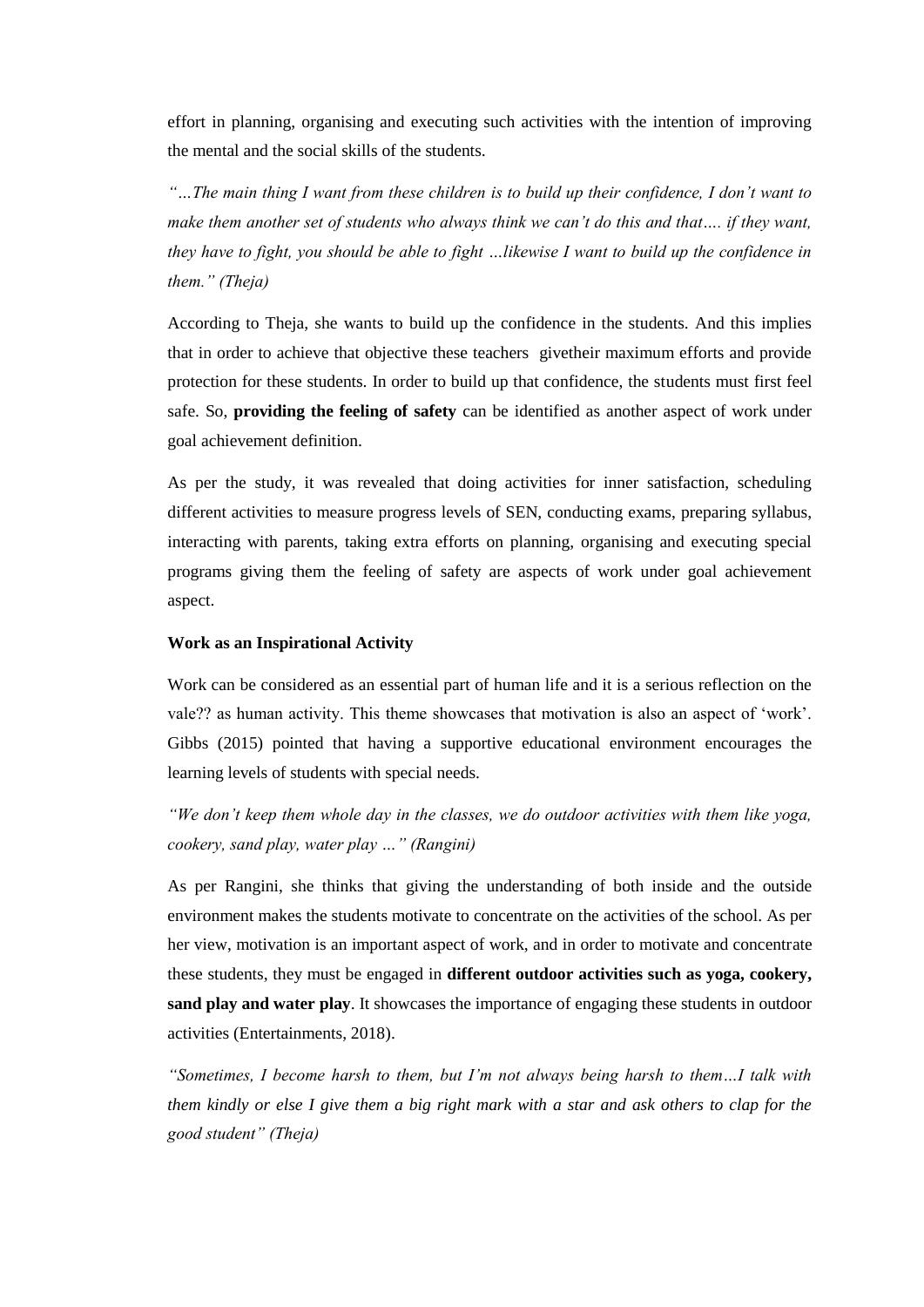effort in planning, organising and executing such activities with the intention of improving the mental and the social skills of the students.

*"…The main thing I want from these children is to build up their confidence, I don't want to make them another set of students who always think we can't do this and that…. if they want, they have to fight, you should be able to fight …likewise I want to build up the confidence in them." (Theja)*

According to Theja, she wants to build up the confidence in the students. And this implies that in order to achieve that objective these teachers givetheir maximum efforts and provide protection for these students. In order to build up that confidence, the students must first feel safe. So, **providing the feeling of safety** can be identified as another aspect of work under goal achievement definition.

As per the study, it was revealed that doing activities for inner satisfaction, scheduling different activities to measure progress levels of SEN, conducting exams, preparing syllabus, interacting with parents, taking extra efforts on planning, organising and executing special programs giving them the feeling of safety are aspects of work under goal achievement aspect.

**Work as an Inspirational Activity**

Work can be considered as an essential part of human life and it is a serious reflection on the vale?? as human activity. This theme showcases that motivation is also an aspect of 'work'. Gibbs (2015) pointed that having a supportive educational environment encourages the learning levels of students with special needs.

*"We don't keep them whole day in the classes, we do outdoor activities with them like yoga, cookery, sand play, water play …" (Rangini)*

As per Rangini, she thinks that giving the understanding of both inside and the outside environment makes the students motivate to concentrate on the activities of the school. As per her view, motivation is an important aspect of work, and in order to motivate and concentrate these students, they must be engaged in **different outdoor activities such as yoga, cookery, sand play and water play**. It showcases the importance of engaging these students in outdoor activities (Entertainments, 2018).

*"Sometimes, I become harsh to them, but I'm not always being harsh to them…I talk with them kindly or else I give them a big right mark with a star and ask others to clap for the good student" (Theja)*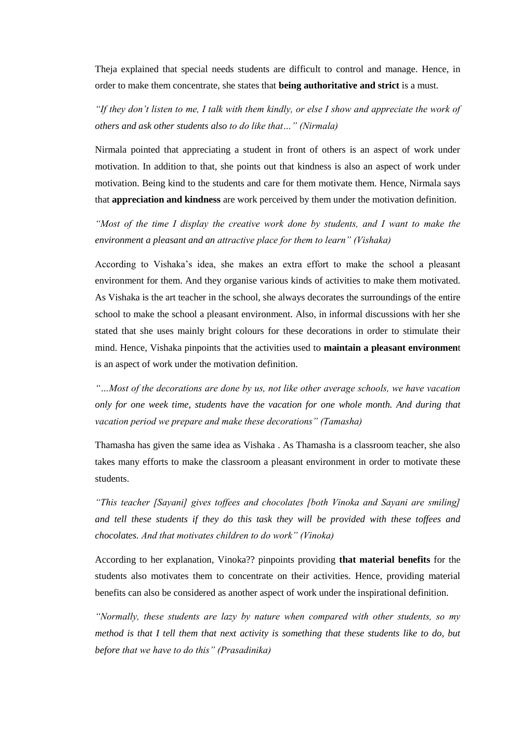Theja explained that special needs students are difficult to control and manage. Hence, in order to make them concentrate, she states that **being authoritative and strict** is a must.

*"If they don't listen to me, I talk with them kindly, or else I show and appreciate the work of others and ask other students also to do like that…" (Nirmala)*

Nirmala pointed that appreciating a student in front of others is an aspect of work under motivation. In addition to that, she points out that kindness is also an aspect of work under motivation. Being kind to the students and care for them motivate them. Hence, Nirmala says that **appreciation and kindness** are work perceived by them under the motivation definition.

*"Most of the time I display the creative work done by students, and I want to make the environment a pleasant and an attractive place for them to learn" (Vishaka)*

According to Vishaka's idea, she makes an extra effort to make the school a pleasant environment for them. And they organise various kinds of activities to make them motivated. As Vishaka is the art teacher in the school, she always decorates the surroundings of the entire school to make the school a pleasant environment. Also, in informal discussions with her she stated that she uses mainly bright colours for these decorations in order to stimulate their mind. Hence, Vishaka pinpoints that the activities used to **maintain a pleasant environmen**t is an aspect of work under the motivation definition.

*"…Most of the decorations are done by us, not like other average schools, we have vacation only for one week time, students have the vacation for one whole month. And during that vacation period we prepare and make these decorations" (Tamasha)*

Thamasha has given the same idea as Vishaka . As Thamasha is a classroom teacher, she also takes many efforts to make the classroom a pleasant environment in order to motivate these students.

*"This teacher [Sayani] gives toffees and chocolates [both Vinoka and Sayani are smiling] and tell these students if they do this task they will be provided with these toffees and chocolates. And that motivates children to do work" (Vinoka)*

According to her explanation, Vinoka?? pinpoints providing **that material benefits** for the students also motivates them to concentrate on their activities. Hence, providing material benefits can also be considered as another aspect of work under the inspirational definition.

*"Normally, these students are lazy by nature when compared with other students, so my method is that I tell them that next activity is something that these students like to do, but before that we have to do this" (Prasadinika)*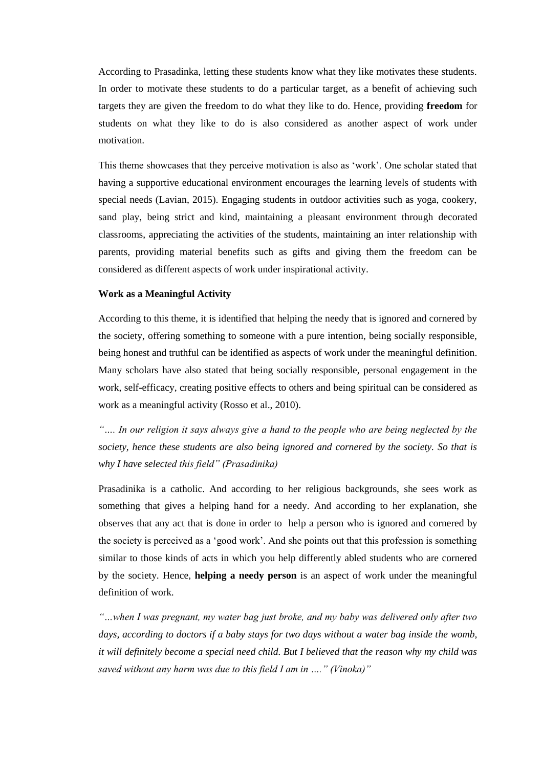According to Prasadinka, letting these students know what they like motivates these students. In order to motivate these students to do a particular target, as a benefit of achieving such targets they are given the freedom to do what they like to do. Hence, providing **freedom** for students on what they like to do is also considered as another aspect of work under motivation.

This theme showcases that they perceive motivation is also as 'work'. One scholar stated that having a supportive educational environment encourages the learning levels of students with special needs (Lavian, 2015). Engaging students in outdoor activities such as yoga, cookery, sand play, being strict and kind, maintaining a pleasant environment through decorated classrooms, appreciating the activities of the students, maintaining an inter relationship with parents, providing material benefits such as gifts and giving them the freedom can be considered as different aspects of work under inspirational activity.

**Work as a Meaningful Activity**

According to this theme, it is identified that helping the needy that is ignored and cornered by the society, offering something to someone with a pure intention, being socially responsible, being honest and truthful can be identified as aspects of work under the meaningful definition. Many scholars have also stated that being socially responsible, personal engagement in the work, self-efficacy, creating positive effects to others and being spiritual can be considered as work as a meaningful activity (Rosso et al., 2010).

*"…. In our religion it says always give a hand to the people who are being neglected by the society, hence these students are also being ignored and cornered by the society. So that is why I have selected this field" (Prasadinika)*

Prasadinika is a catholic. And according to her religious backgrounds, she sees work as something that gives a helping hand for a needy. And according to her explanation, she observes that any act that is done in order to help a person who is ignored and cornered by the society is perceived as a 'good work'. And she points out that this profession is something similar to those kinds of acts in which you help differently abled students who are cornered by the society. Hence, **helping a needy person** is an aspect of work under the meaningful definition of work.

*"…when I was pregnant, my water bag just broke, and my baby was delivered only after two days, according to doctors if a baby stays for two days without a water bag inside the womb, it will definitely become a special need child. But I believed that the reason why my child was saved without any harm was due to this field I am in …." (Vinoka)"*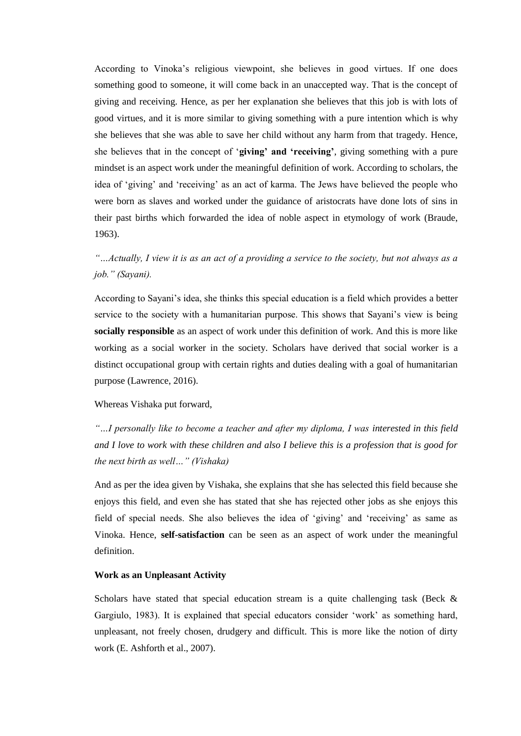According to Vinoka's religious viewpoint, she believes in good virtues. If one does something good to someone, it will come back in an unaccepted way. That is the concept of giving and receiving. Hence, as per her explanation she believes that this job is with lots of good virtues, and it is more similar to giving something with a pure intention which is why she believes that she was able to save her child without any harm from that tragedy. Hence, she believes that in the concept of '**giving' and 'receiving'**, giving something with a pure mindset is an aspect work under the meaningful definition of work. According to scholars, the idea of 'giving' and 'receiving' as an act of karma. The Jews have believed the people who were born as slaves and worked under the guidance of aristocrats have done lots of sins in their past births which forwarded the idea of noble aspect in etymology of work (Braude, 1963).

*"…Actually, I view it is as an act of a providing a service to the society, but not always as a job." (Sayani).*

According to Sayani's idea, she thinks this special education is a field which provides a better service to the society with a humanitarian purpose. This shows that Sayani's view is being **socially responsible** as an aspect of work under this definition of work. And this is more like working as a social worker in the society. Scholars have derived that social worker is a distinct occupational group with certain rights and duties dealing with a goal of humanitarian purpose (Lawrence, 2016).

Whereas Vishaka put forward,

*"…I personally like to become a teacher and after my diploma, I was interested in this field and I love to work with these children and also I believe this is a profession that is good for the next birth as well…" (Vishaka)*

And as per the idea given by Vishaka, she explains that she has selected this field because she enjoys this field, and even she has stated that she has rejected other jobs as she enjoys this field of special needs. She also believes the idea of 'giving' and 'receiving' as same as Vinoka. Hence, **self-satisfaction** can be seen as an aspect of work under the meaningful definition.

**Work as an Unpleasant Activity**

Scholars have stated that special education stream is a quite challenging task (Beck & Gargiulo, 1983). It is explained that special educators consider 'work' as something hard, unpleasant, not freely chosen, drudgery and difficult. This is more like the notion of dirty work (E. Ashforth et al., 2007).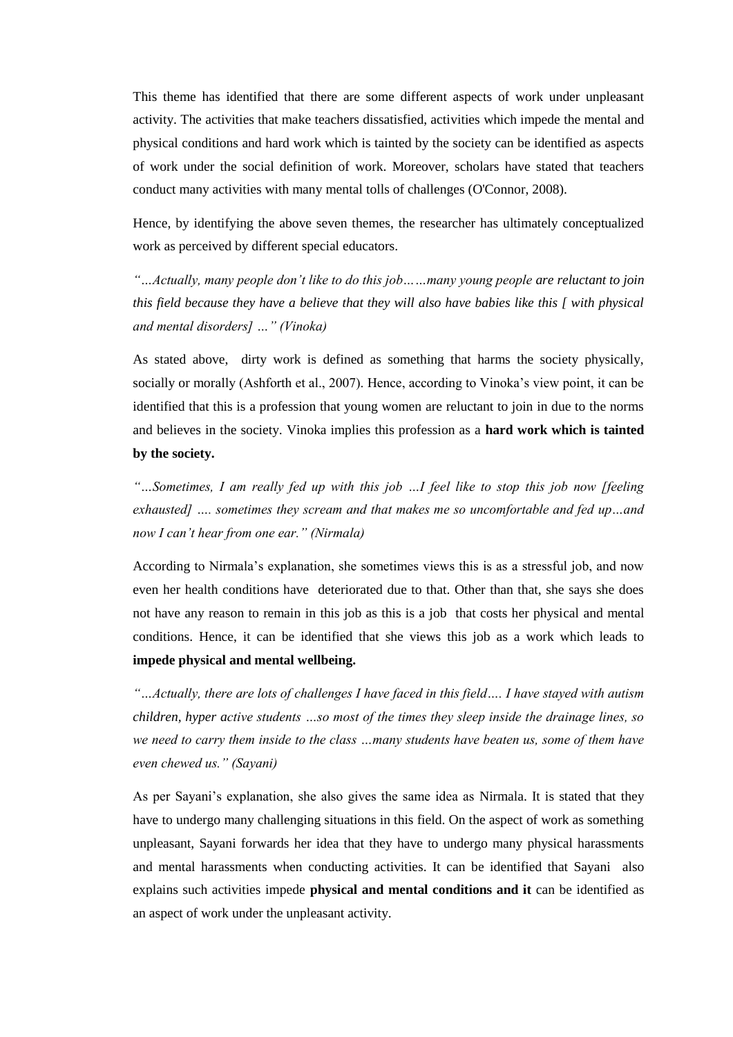This theme has identified that there are some different aspects of work under unpleasant activity. The activities that make teachers dissatisfied, activities which impede the mental and physical conditions and hard work which is tainted by the society can be identified as aspects of work under the social definition of work. Moreover, scholars have stated that teachers conduct many activities with many mental tolls of challenges (O'Connor, 2008).

Hence, by identifying the above seven themes, the researcher has ultimately conceptualized work as perceived by different special educators.

*"…Actually, many people don't like to do this job……many young people are reluctant to join this field because they have a believe that they will also have babies like this [ with physical and mental disorders] …" (Vinoka)*

As stated above, dirty work is defined as something that harms the society physically, socially or morally (Ashforth et al., 2007). Hence, according to Vinoka's view point, it can be identified that this is a profession that young women are reluctant to join in due to the norms and believes in the society. Vinoka implies this profession as a **hard work which is tainted by the society.**

*"…Sometimes, I am really fed up with this job …I feel like to stop this job now [feeling exhausted] …. sometimes they scream and that makes me so uncomfortable and fed up…and now I can't hear from one ear." (Nirmala)*

According to Nirmala's explanation, she sometimes views this is as a stressful job, and now even her health conditions have deteriorated due to that. Other than that, she says she does not have any reason to remain in this job as this is a job that costs her physical and mental conditions. Hence, it can be identified that she views this job as a work which leads to **impede physical and mental wellbeing.**

*"…Actually, there are lots of challenges I have faced in this field…. I have stayed with autism children, hyper active students …so most of the times they sleep inside the drainage lines, so we need to carry them inside to the class …many students have beaten us, some of them have even chewed us." (Sayani)*

As per Sayani's explanation, she also gives the same idea as Nirmala. It is stated that they have to undergo many challenging situations in this field. On the aspect of work as something unpleasant, Sayani forwards her idea that they have to undergo many physical harassments and mental harassments when conducting activities. It can be identified that Sayani also explains such activities impede **physical and mental conditions and it** can be identified as an aspect of work under the unpleasant activity.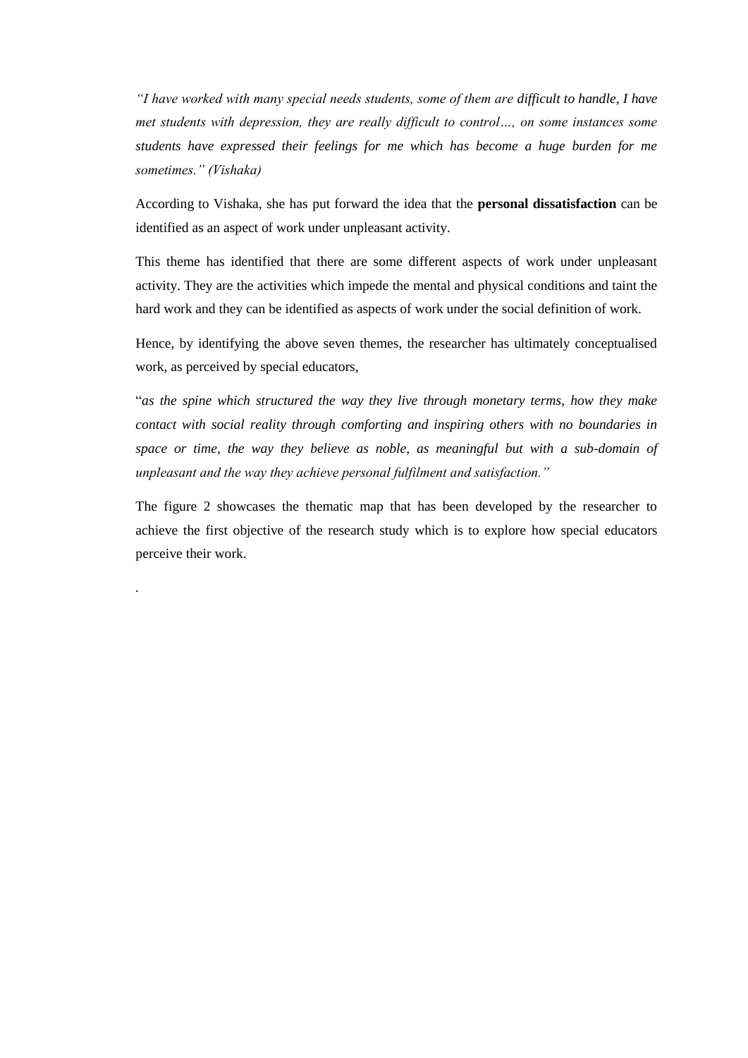*"I have worked with many special needs students, some of them are difficult to handle, I have met students with depression, they are really difficult to control…, on some instances some students have expressed their feelings for me which has become a huge burden for me sometimes." (Vishaka)*

According to Vishaka, she has put forward the idea that the **personal dissatisfaction** can be identified as an aspect of work under unpleasant activity.

This theme has identified that there are some different aspects of work under unpleasant activity. They are the activities which impede the mental and physical conditions and taint the hard work and they can be identified as aspects of work under the social definition of work.

Hence, by identifying the above seven themes, the researcher has ultimately conceptualised work, as perceived by special educators,

"*as the spine which structured the way they live through monetary terms, how they make contact with social reality through comforting and inspiring others with no boundaries in space or time, the way they believe as noble, as meaningful but with a sub-domain of unpleasant and the way they achieve personal fulfilment and satisfaction."*

The figure 2 showcases the thematic map that has been developed by the researcher to achieve the first objective of the research study which is to explore how special educators perceive their work.

.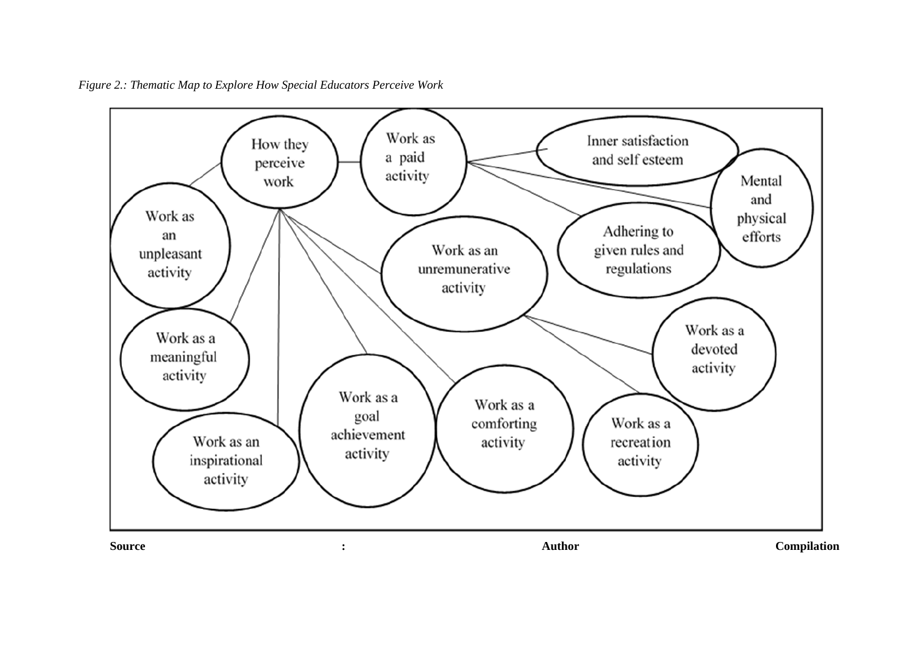*Figure 2.: Thematic Map to Explore How Special Educators Perceive Work*

- How they perceive work
  - Work as a paid activity
    - Inner satisfaction and self esteem
    - Mental and physical efforts
    - Adhering to given rules and regulations
  - Work as an unpleasant activity
  - Work as a meaningful activity
  - Work as an inspirational activity
  - Work as a goal achievement activity
  - Work as a comforting activity
  - Work as an unremunerative activity
    - Work as a devoted activity
    - Work as a recreation activity

**Source : Author Compilation**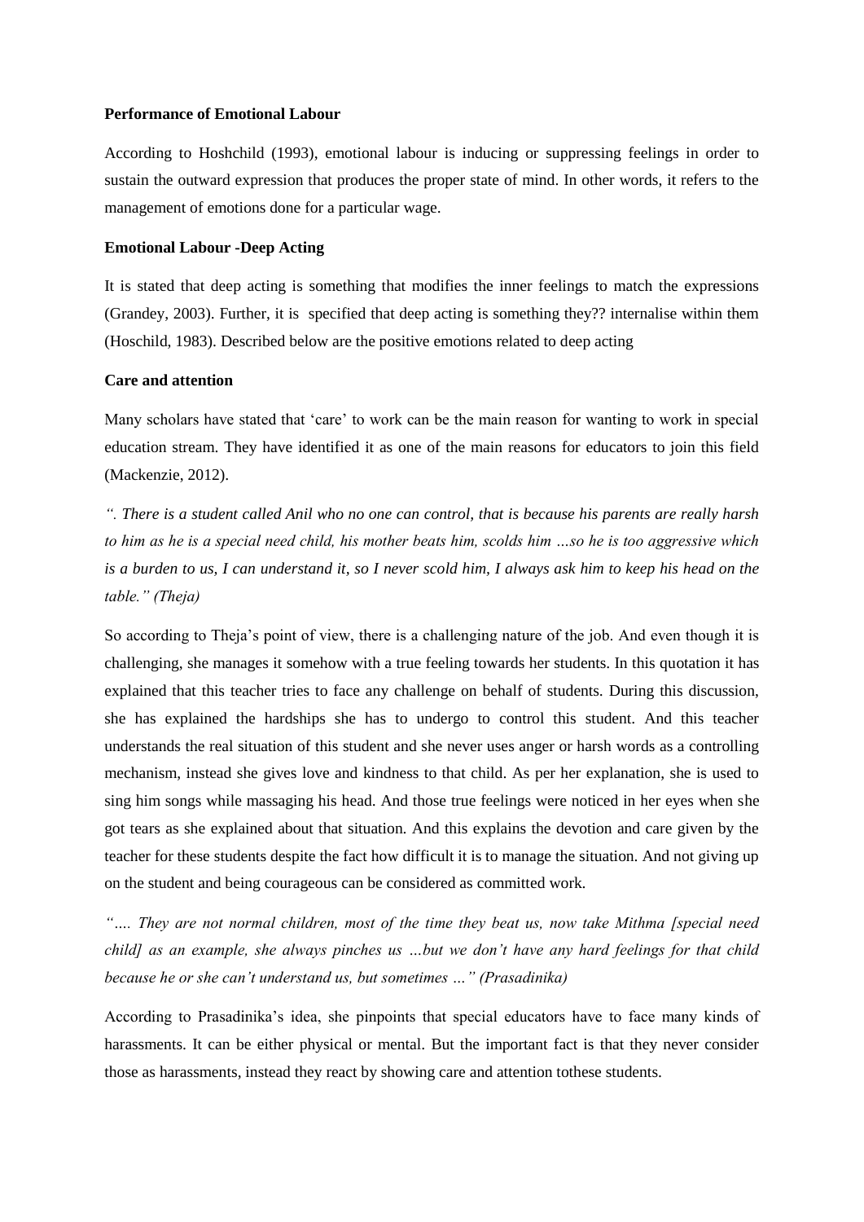**Performance of Emotional Labour**

According to Hoshchild (1993), emotional labour is inducing or suppressing feelings in order to sustain the outward expression that produces the proper state of mind. In other words, it refers to the management of emotions done for a particular wage.

**Emotional Labour -Deep Acting**

It is stated that deep acting is something that modifies the inner feelings to match the expressions (Grandey, 2003). Further, it is specified that deep acting is something they?? internalise within them (Hoschild, 1983). Described below are the positive emotions related to deep acting

**Care and attention**

Many scholars have stated that 'care' to work can be the main reason for wanting to work in special education stream. They have identified it as one of the main reasons for educators to join this field (Mackenzie, 2012).

*". There is a student called Anil who no one can control, that is because his parents are really harsh to him as he is a special need child, his mother beats him, scolds him …so he is too aggressive which is a burden to us, I can understand it, so I never scold him, I always ask him to keep his head on the table." (Theja)*

So according to Theja's point of view, there is a challenging nature of the job. And even though it is challenging, she manages it somehow with a true feeling towards her students. In this quotation it has explained that this teacher tries to face any challenge on behalf of students. During this discussion, she has explained the hardships she has to undergo to control this student. And this teacher understands the real situation of this student and she never uses anger or harsh words as a controlling mechanism, instead she gives love and kindness to that child. As per her explanation, she is used to sing him songs while massaging his head. And those true feelings were noticed in her eyes when she got tears as she explained about that situation. And this explains the devotion and care given by the teacher for these students despite the fact how difficult it is to manage the situation. And not giving up on the student and being courageous can be considered as committed work.

*"…. They are not normal children, most of the time they beat us, now take Mithma [special need child] as an example, she always pinches us …but we don't have any hard feelings for that child because he or she can't understand us, but sometimes …" (Prasadinika)*

According to Prasadinika's idea, she pinpoints that special educators have to face many kinds of harassments. It can be either physical or mental. But the important fact is that they never consider those as harassments, instead they react by showing care and attention tothese students.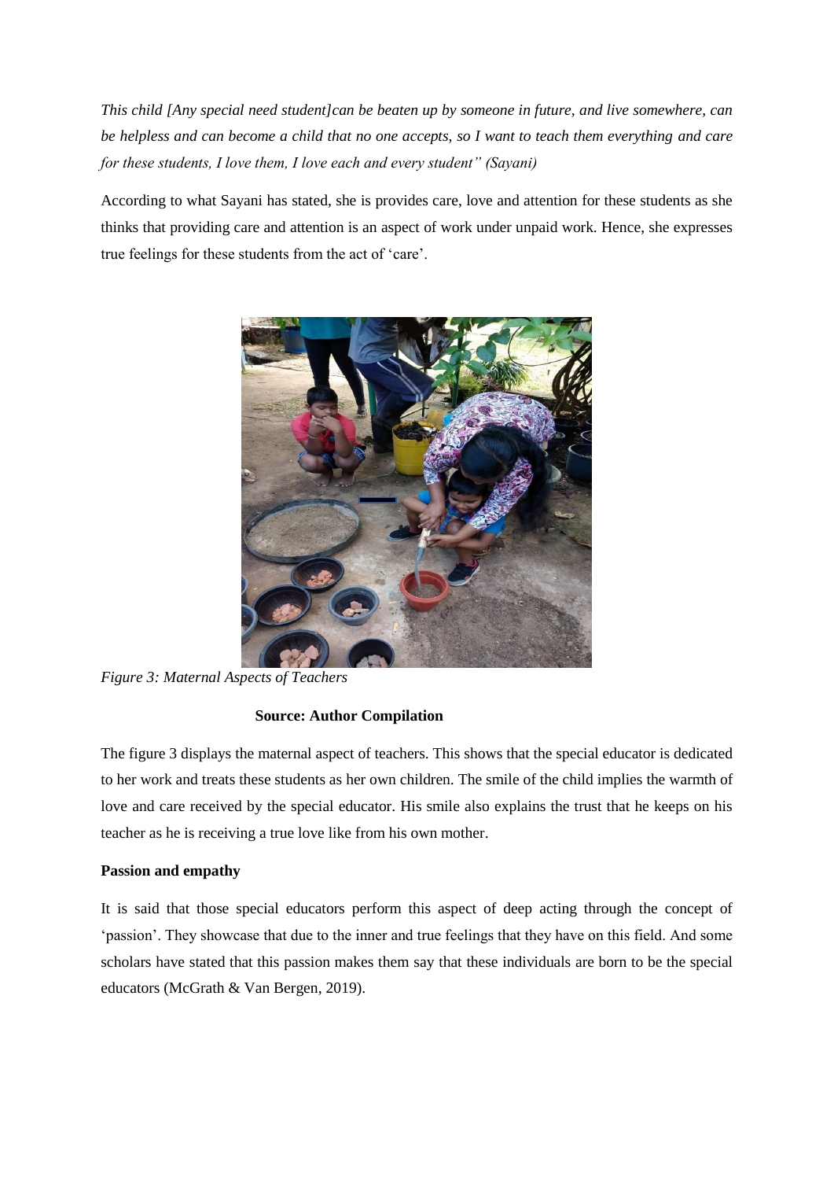*This child [Any special need student]can be beaten up by someone in future, and live somewhere, can be helpless and can become a child that no one accepts, so I want to teach them everything and care for these students, I love them, I love each and every student" (Sayani)*

According to what Sayani has stated, she is provides care, love and attention for these students as she thinks that providing care and attention is an aspect of work under unpaid work. Hence, she expresses true feelings for these students from the act of 'care'.

*Figure 3: Maternal Aspects of Teachers*

**Source: Author Compilation**

The figure 3 displays the maternal aspect of teachers. This shows that the special educator is dedicated to her work and treats these students as her own children. The smile of the child implies the warmth of love and care received by the special educator. His smile also explains the trust that he keeps on his teacher as he is receiving a true love like from his own mother.

**Passion and empathy**

It is said that those special educators perform this aspect of deep acting through the concept of 'passion'. They showcase that due to the inner and true feelings that they have on this field. And some scholars have stated that this passion makes them say that these individuals are born to be the special educators (McGrath & Van Bergen, 2019).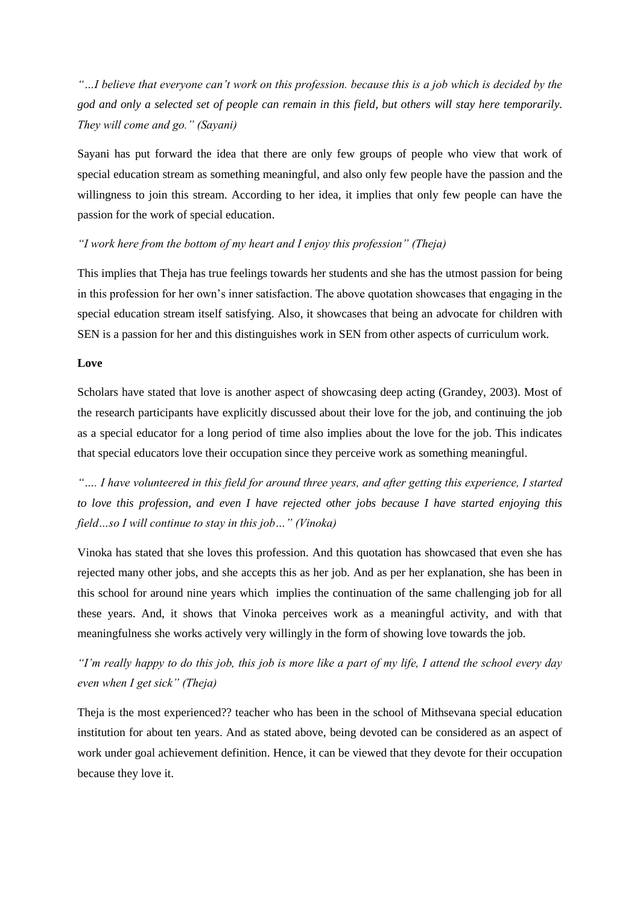*"…I believe that everyone can't work on this profession. because this is a job which is decided by the god and only a selected set of people can remain in this field, but others will stay here temporarily. They will come and go." (Sayani)*

Sayani has put forward the idea that there are only few groups of people who view that work of special education stream as something meaningful, and also only few people have the passion and the willingness to join this stream. According to her idea, it implies that only few people can have the passion for the work of special education.

*"I work here from the bottom of my heart and I enjoy this profession" (Theja)*

This implies that Theja has true feelings towards her students and she has the utmost passion for being in this profession for her own's inner satisfaction. The above quotation showcases that engaging in the special education stream itself satisfying. Also, it showcases that being an advocate for children with SEN is a passion for her and this distinguishes work in SEN from other aspects of curriculum work.

**Love**

Scholars have stated that love is another aspect of showcasing deep acting (Grandey, 2003). Most of the research participants have explicitly discussed about their love for the job, and continuing the job as a special educator for a long period of time also implies about the love for the job. This indicates that special educators love their occupation since they perceive work as something meaningful.

*"…. I have volunteered in this field for around three years, and after getting this experience, I started to love this profession, and even I have rejected other jobs because I have started enjoying this field…so I will continue to stay in this job…" (Vinoka)*

Vinoka has stated that she loves this profession. And this quotation has showcased that even she has rejected many other jobs, and she accepts this as her job. And as per her explanation, she has been in this school for around nine years which implies the continuation of the same challenging job for all these years. And, it shows that Vinoka perceives work as a meaningful activity, and with that meaningfulness she works actively very willingly in the form of showing love towards the job.

*"I'm really happy to do this job, this job is more like a part of my life, I attend the school every day even when I get sick" (Theja)*

Theja is the most experienced?? teacher who has been in the school of Mithsevana special education institution for about ten years. And as stated above, being devoted can be considered as an aspect of work under goal achievement definition. Hence, it can be viewed that they devote for their occupation because they love it.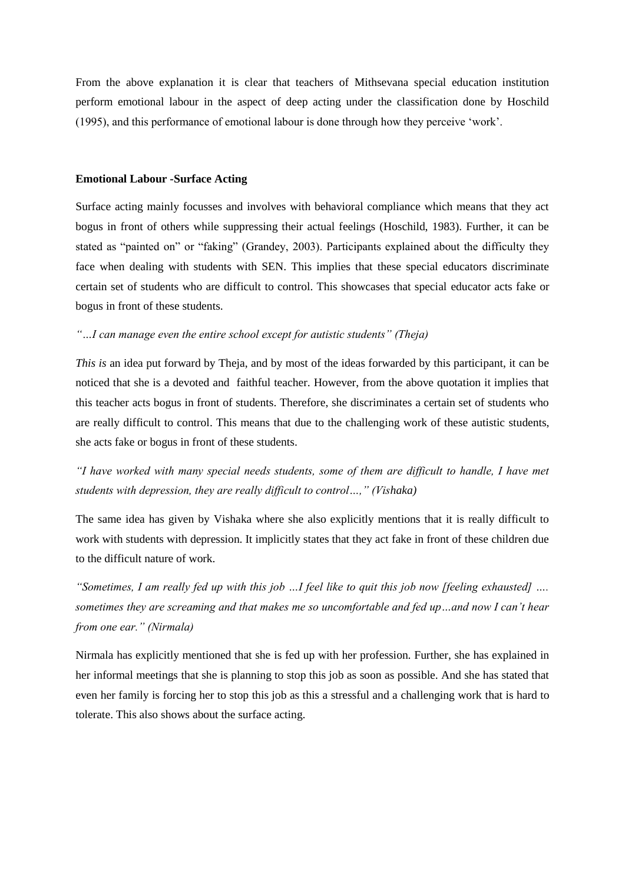From the above explanation it is clear that teachers of Mithsevana special education institution perform emotional labour in the aspect of deep acting under the classification done by Hoschild (1995), and this performance of emotional labour is done through how they perceive 'work'.

**Emotional Labour -Surface Acting**

Surface acting mainly focusses and involves with behavioral compliance which means that they act bogus in front of others while suppressing their actual feelings (Hoschild, 1983). Further, it can be stated as "painted on" or "faking" (Grandey, 2003). Participants explained about the difficulty they face when dealing with students with SEN. This implies that these special educators discriminate certain set of students who are difficult to control. This showcases that special educator acts fake or bogus in front of these students.

*"…I can manage even the entire school except for autistic students" (Theja)*

*This is* an idea put forward by Theja, and by most of the ideas forwarded by this participant, it can be noticed that she is a devoted and faithful teacher. However, from the above quotation it implies that this teacher acts bogus in front of students. Therefore, she discriminates a certain set of students who are really difficult to control. This means that due to the challenging work of these autistic students, she acts fake or bogus in front of these students.

*"I have worked with many special needs students, some of them are difficult to handle, I have met students with depression, they are really difficult to control…," (Vishaka)*

The same idea has given by Vishaka where she also explicitly mentions that it is really difficult to work with students with depression. It implicitly states that they act fake in front of these children due to the difficult nature of work.

*"Sometimes, I am really fed up with this job …I feel like to quit this job now [feeling exhausted] …. sometimes they are screaming and that makes me so uncomfortable and fed up…and now I can't hear from one ear." (Nirmala)*

Nirmala has explicitly mentioned that she is fed up with her profession. Further, she has explained in her informal meetings that she is planning to stop this job as soon as possible. And she has stated that even her family is forcing her to stop this job as this a stressful and a challenging work that is hard to tolerate. This also shows about the surface acting.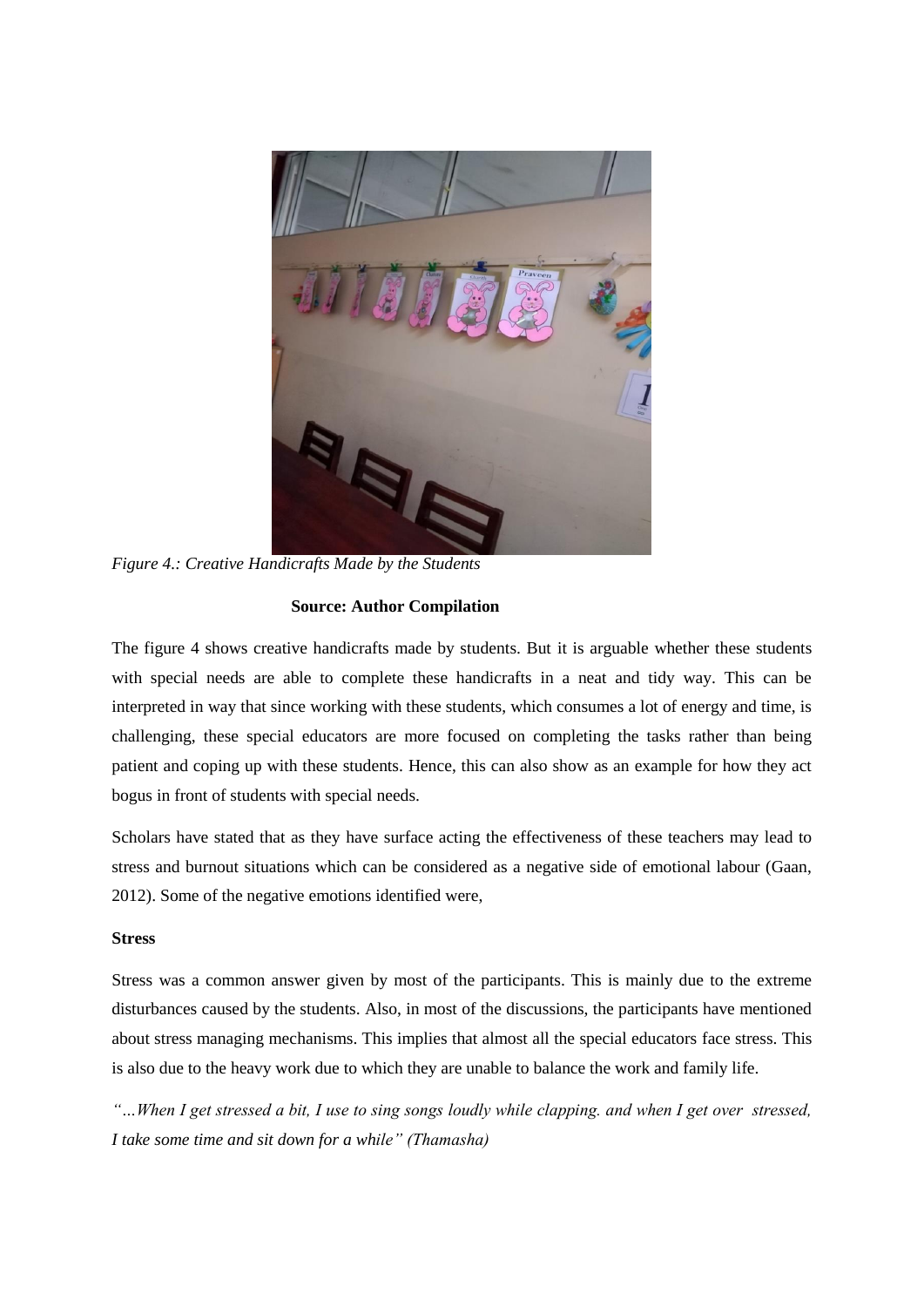*Figure 4.: Creative Handicrafts Made by the Students*

**Source: Author Compilation**

The figure 4 shows creative handicrafts made by students. But it is arguable whether these students with special needs are able to complete these handicrafts in a neat and tidy way. This can be interpreted in way that since working with these students, which consumes a lot of energy and time, is challenging, these special educators are more focused on completing the tasks rather than being patient and coping up with these students. Hence, this can also show as an example for how they act bogus in front of students with special needs.

Scholars have stated that as they have surface acting the effectiveness of these teachers may lead to stress and burnout situations which can be considered as a negative side of emotional labour (Gaan, 2012). Some of the negative emotions identified were,

**Stress**

Stress was a common answer given by most of the participants. This is mainly due to the extreme disturbances caused by the students. Also, in most of the discussions, the participants have mentioned about stress managing mechanisms. This implies that almost all the special educators face stress. This is also due to the heavy work due to which they are unable to balance the work and family life.

*"…When I get stressed a bit, I use to sing songs loudly while clapping. and when I get over stressed, I take some time and sit down for a while" (Thamasha)*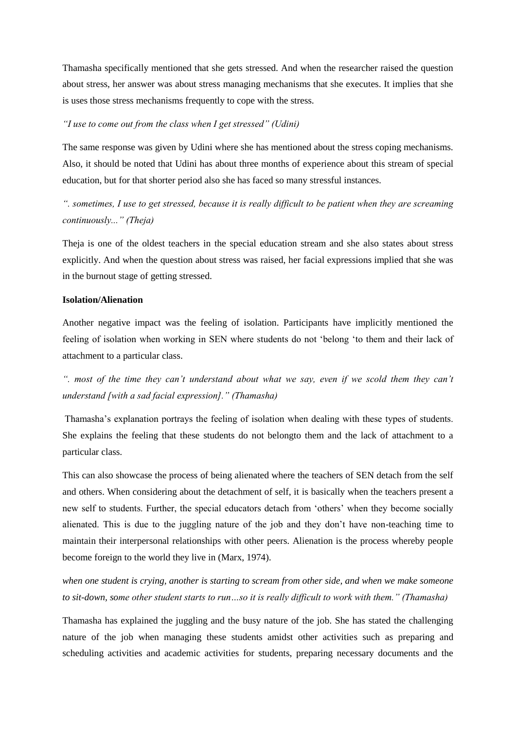Thamasha specifically mentioned that she gets stressed. And when the researcher raised the question about stress, her answer was about stress managing mechanisms that she executes. It implies that she is uses those stress mechanisms frequently to cope with the stress.

*"I use to come out from the class when I get stressed" (Udini)*

The same response was given by Udini where she has mentioned about the stress coping mechanisms. Also, it should be noted that Udini has about three months of experience about this stream of special education, but for that shorter period also she has faced so many stressful instances.

*". sometimes, I use to get stressed, because it is really difficult to be patient when they are screaming continuously..." (Theja)*

Theja is one of the oldest teachers in the special education stream and she also states about stress explicitly. And when the question about stress was raised, her facial expressions implied that she was in the burnout stage of getting stressed.

**Isolation/Alienation**

Another negative impact was the feeling of isolation. Participants have implicitly mentioned the feeling of isolation when working in SEN where students do not 'belong 'to them and their lack of attachment to a particular class.

*". most of the time they can't understand about what we say, even if we scold them they can't understand [with a sad facial expression]." (Thamasha)*

Thamasha's explanation portrays the feeling of isolation when dealing with these types of students. She explains the feeling that these students do not belongto them and the lack of attachment to a particular class.

This can also showcase the process of being alienated where the teachers of SEN detach from the self and others. When considering about the detachment of self, it is basically when the teachers present a new self to students. Further, the special educators detach from 'others' when they become socially alienated. This is due to the juggling nature of the job and they don't have non-teaching time to maintain their interpersonal relationships with other peers. Alienation is the process whereby people become foreign to the world they live in (Marx, 1974).

*when one student is crying, another is starting to scream from other side, and when we make someone to sit-down, some other student starts to run…so it is really difficult to work with them." (Thamasha)*

Thamasha has explained the juggling and the busy nature of the job. She has stated the challenging nature of the job when managing these students amidst other activities such as preparing and scheduling activities and academic activities for students, preparing necessary documents and the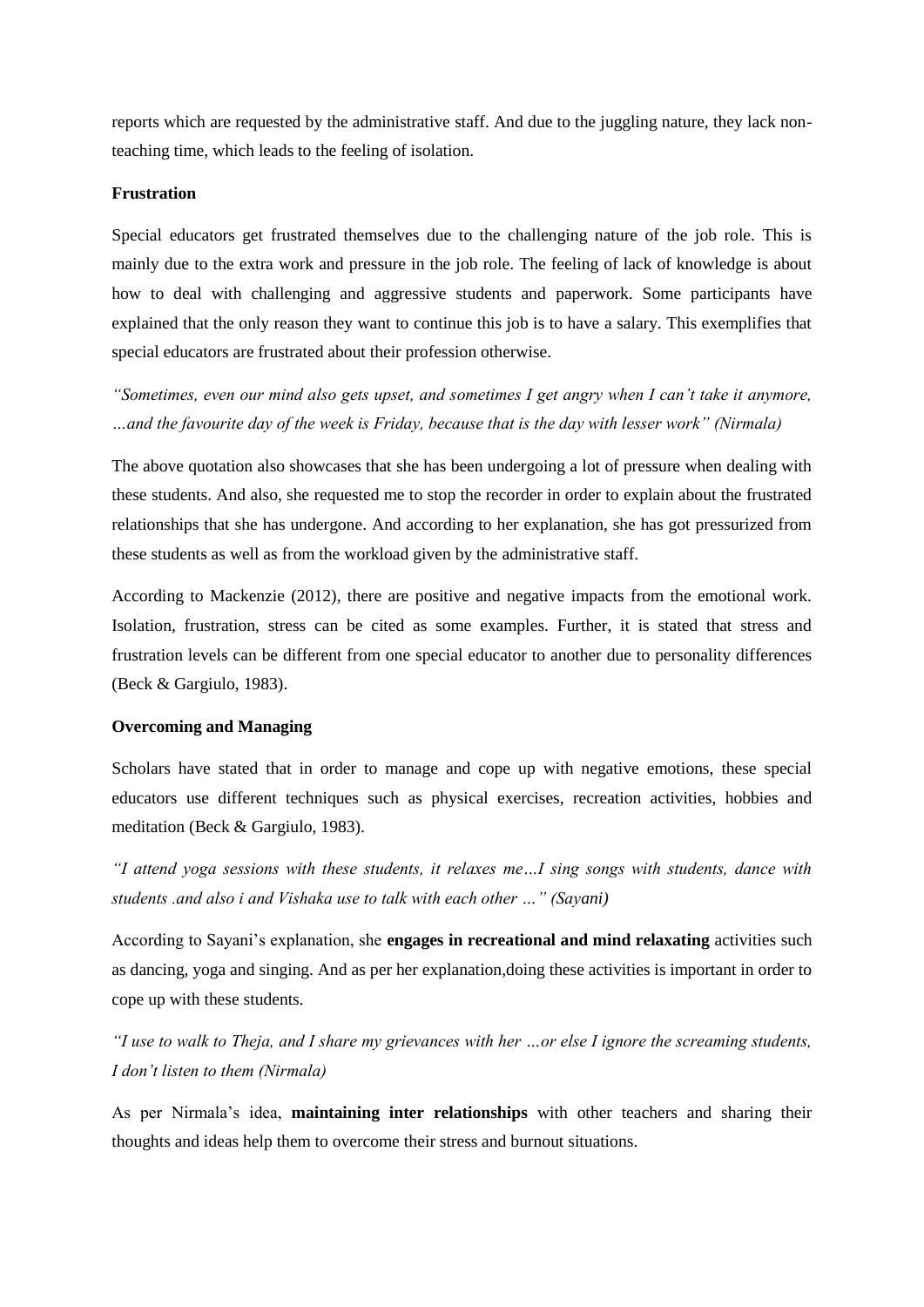reports which are requested by the administrative staff. And due to the juggling nature, they lack non-teaching time, which leads to the feeling of isolation.

**Frustration**

Special educators get frustrated themselves due to the challenging nature of the job role. This is mainly due to the extra work and pressure in the job role. The feeling of lack of knowledge is about how to deal with challenging and aggressive students and paperwork. Some participants have explained that the only reason they want to continue this job is to have a salary. This exemplifies that special educators are frustrated about their profession otherwise.

*"Sometimes, even our mind also gets upset, and sometimes I get angry when I can't take it anymore, …and the favourite day of the week is Friday, because that is the day with lesser work" (Nirmala)*

The above quotation also showcases that she has been undergoing a lot of pressure when dealing with these students. And also, she requested me to stop the recorder in order to explain about the frustrated relationships that she has undergone. And according to her explanation, she has got pressurized from these students as well as from the workload given by the administrative staff.

According to Mackenzie (2012), there are positive and negative impacts from the emotional work. Isolation, frustration, stress can be cited as some examples. Further, it is stated that stress and frustration levels can be different from one special educator to another due to personality differences (Beck & Gargiulo, 1983).

**Overcoming and Managing**

Scholars have stated that in order to manage and cope up with negative emotions, these special educators use different techniques such as physical exercises, recreation activities, hobbies and meditation (Beck & Gargiulo, 1983).

*"I attend yoga sessions with these students, it relaxes me…I sing songs with students, dance with students .and also i and Vishaka use to talk with each other …" (Sayani)*

According to Sayani's explanation, she **engages in recreational and mind relaxating** activities such as dancing, yoga and singing. And as per her explanation,doing these activities is important in order to cope up with these students.

*"I use to walk to Theja, and I share my grievances with her …or else I ignore the screaming students, I don't listen to them (Nirmala)*

As per Nirmala's idea, **maintaining inter relationships** with other teachers and sharing their thoughts and ideas help them to overcome their stress and burnout situations.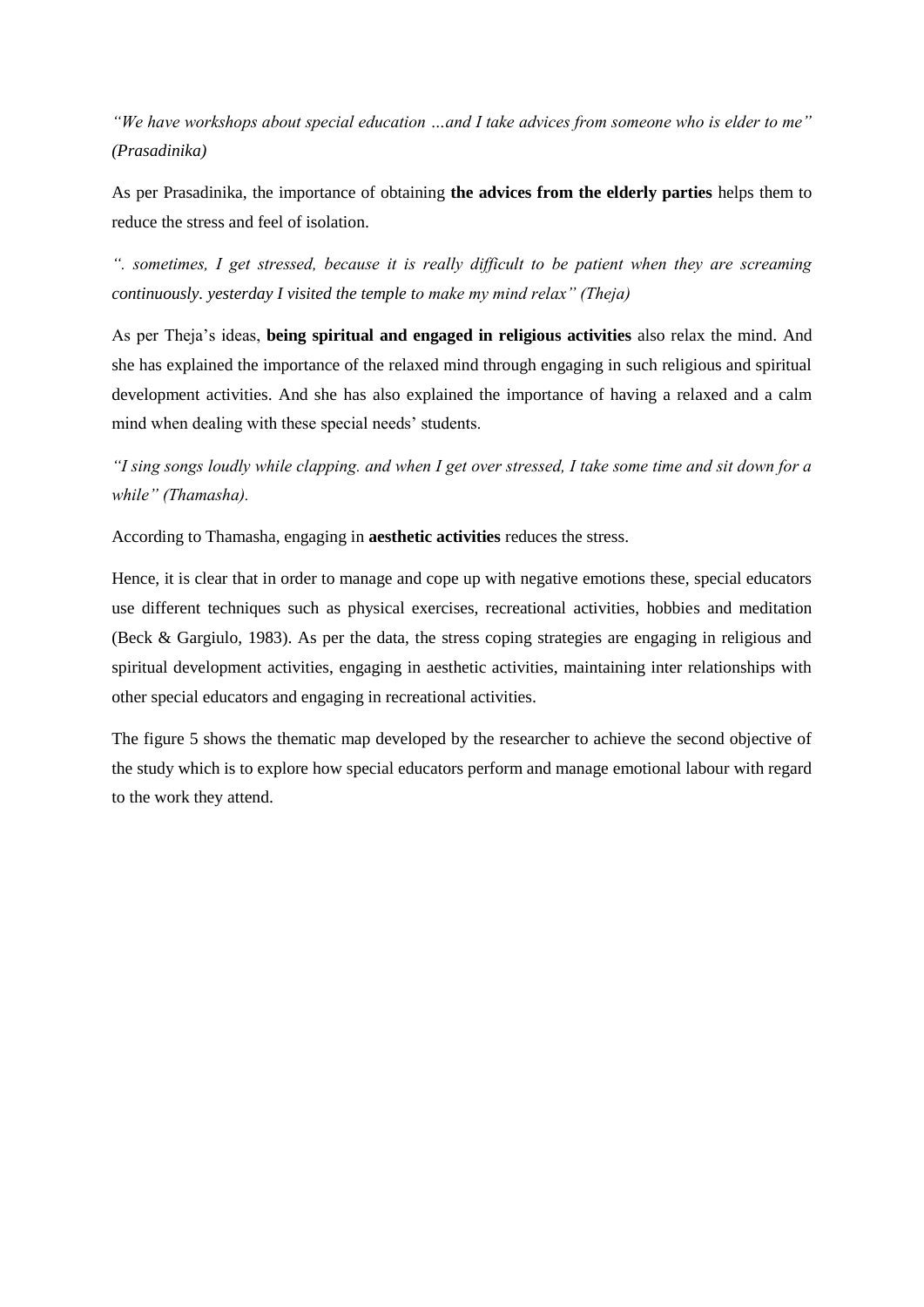*"We have workshops about special education …and I take advices from someone who is elder to me" (Prasadinika)*

As per Prasadinika, the importance of obtaining **the advices from the elderly parties** helps them to reduce the stress and feel of isolation.

*". sometimes, I get stressed, because it is really difficult to be patient when they are screaming continuously. yesterday I visited the temple to make my mind relax" (Theja)*

As per Theja's ideas, **being spiritual and engaged in religious activities** also relax the mind. And she has explained the importance of the relaxed mind through engaging in such religious and spiritual development activities. And she has also explained the importance of having a relaxed and a calm mind when dealing with these special needs' students.

*"I sing songs loudly while clapping. and when I get over stressed, I take some time and sit down for a while" (Thamasha).*

According to Thamasha, engaging in **aesthetic activities** reduces the stress.

Hence, it is clear that in order to manage and cope up with negative emotions these, special educators use different techniques such as physical exercises, recreational activities, hobbies and meditation (Beck & Gargiulo, 1983). As per the data, the stress coping strategies are engaging in religious and spiritual development activities, engaging in aesthetic activities, maintaining inter relationships with other special educators and engaging in recreational activities.

The figure 5 shows the thematic map developed by the researcher to achieve the second objective of the study which is to explore how special educators perform and manage emotional labour with regard to the work they attend.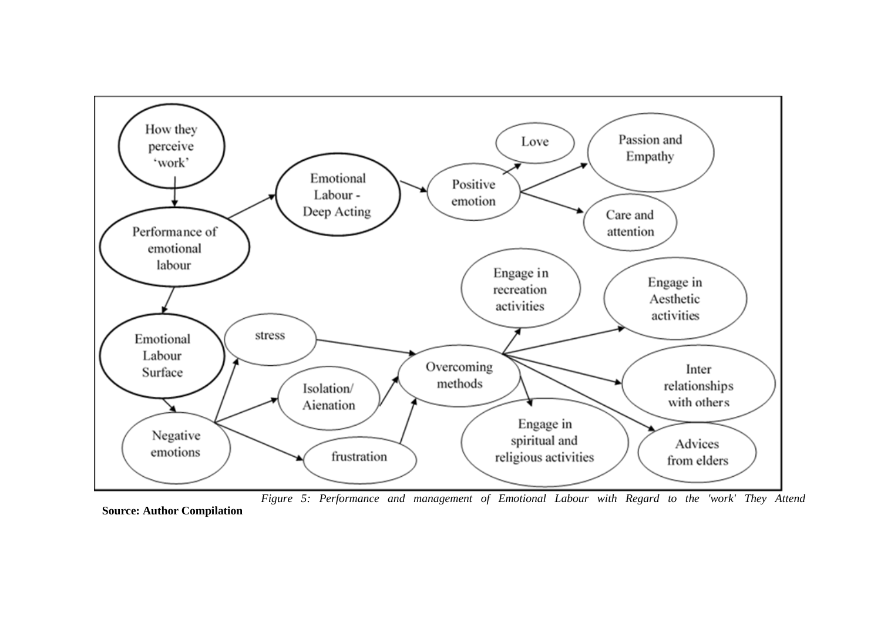*Figure 5: Performance and management of Emotional Labour with Regard to the 'work' They Attend*

**Source: Author Compilation**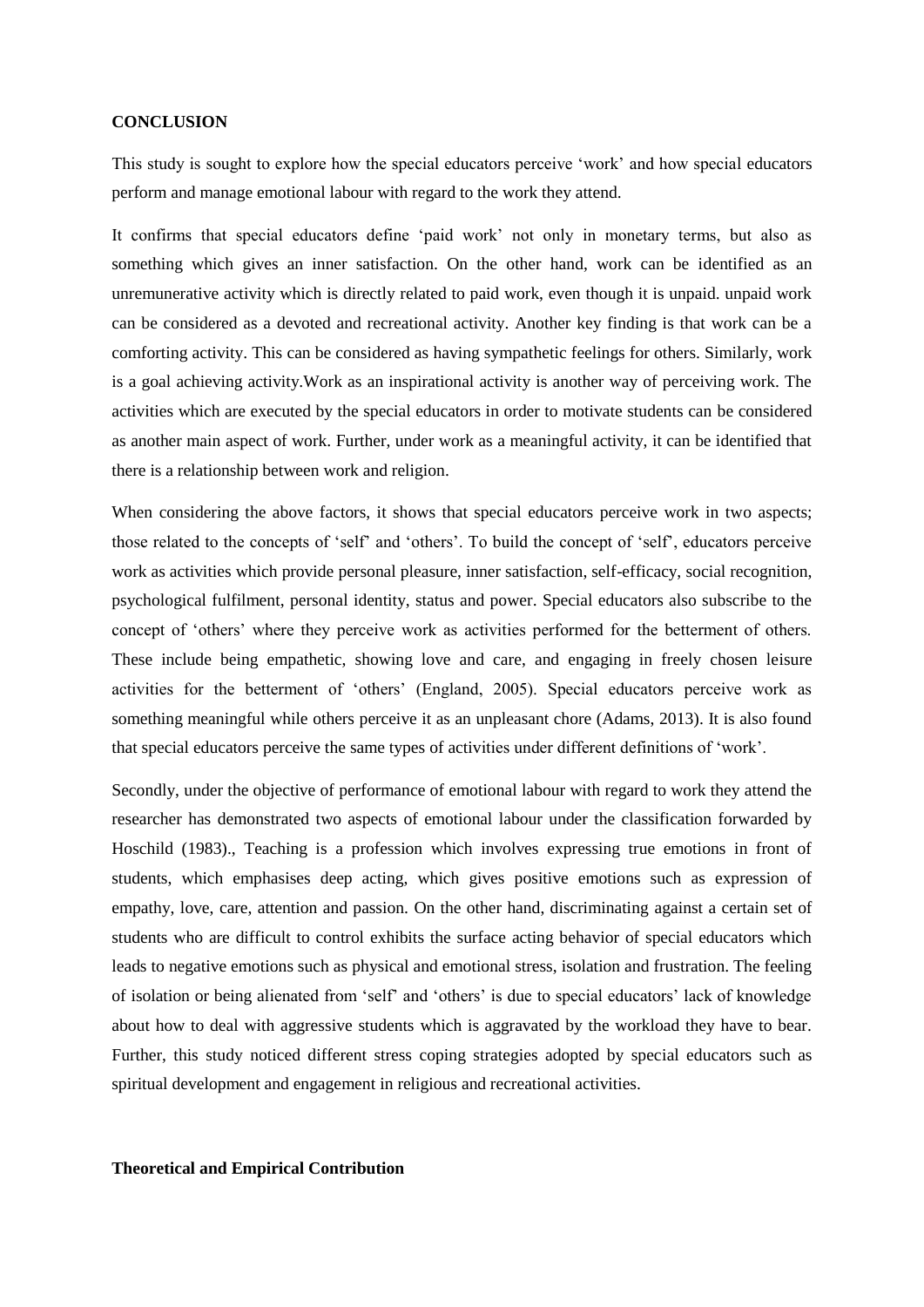**CONCLUSION**

This study is sought to explore how the special educators perceive 'work' and how special educators perform and manage emotional labour with regard to the work they attend.

It confirms that special educators define 'paid work' not only in monetary terms, but also as something which gives an inner satisfaction. On the other hand, work can be identified as an unremunerative activity which is directly related to paid work, even though it is unpaid. unpaid work can be considered as a devoted and recreational activity. Another key finding is that work can be a comforting activity. This can be considered as having sympathetic feelings for others. Similarly, work is a goal achieving activity.Work as an inspirational activity is another way of perceiving work. The activities which are executed by the special educators in order to motivate students can be considered as another main aspect of work. Further, under work as a meaningful activity, it can be identified that there is a relationship between work and religion.

When considering the above factors, it shows that special educators perceive work in two aspects; those related to the concepts of 'self' and 'others'. To build the concept of 'self', educators perceive work as activities which provide personal pleasure, inner satisfaction, self-efficacy, social recognition, psychological fulfilment, personal identity, status and power. Special educators also subscribe to the concept of 'others' where they perceive work as activities performed for the betterment of others. These include being empathetic, showing love and care, and engaging in freely chosen leisure activities for the betterment of 'others' (England, 2005). Special educators perceive work as something meaningful while others perceive it as an unpleasant chore (Adams, 2013). It is also found that special educators perceive the same types of activities under different definitions of 'work'.

Secondly, under the objective of performance of emotional labour with regard to work they attend the researcher has demonstrated two aspects of emotional labour under the classification forwarded by Hoschild (1983)., Teaching is a profession which involves expressing true emotions in front of students, which emphasises deep acting, which gives positive emotions such as expression of empathy, love, care, attention and passion. On the other hand, discriminating against a certain set of students who are difficult to control exhibits the surface acting behavior of special educators which leads to negative emotions such as physical and emotional stress, isolation and frustration. The feeling of isolation or being alienated from 'self' and 'others' is due to special educators' lack of knowledge about how to deal with aggressive students which is aggravated by the workload they have to bear. Further, this study noticed different stress coping strategies adopted by special educators such as spiritual development and engagement in religious and recreational activities.

**Theoretical and Empirical Contribution**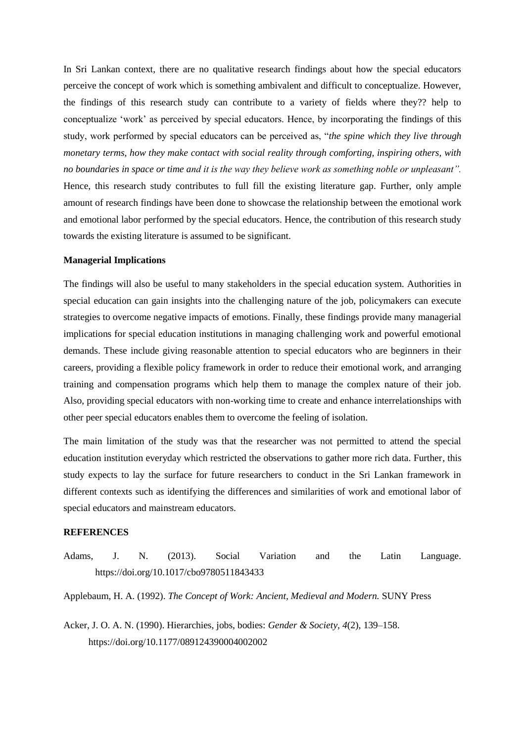In Sri Lankan context, there are no qualitative research findings about how the special educators perceive the concept of work which is something ambivalent and difficult to conceptualize. However, the findings of this research study can contribute to a variety of fields where they?? help to conceptualize 'work' as perceived by special educators. Hence, by incorporating the findings of this study, work performed by special educators can be perceived as, "*the spine which they live through monetary terms, how they make contact with social reality through comforting, inspiring others, with no boundaries in space or time and it is the way they believe work as something noble or unpleasant".* Hence, this research study contributes to full fill the existing literature gap. Further, only ample amount of research findings have been done to showcase the relationship between the emotional work and emotional labor performed by the special educators. Hence, the contribution of this research study towards the existing literature is assumed to be significant.

**Managerial Implications**

The findings will also be useful to many stakeholders in the special education system. Authorities in special education can gain insights into the challenging nature of the job, policymakers can execute strategies to overcome negative impacts of emotions. Finally, these findings provide many managerial implications for special education institutions in managing challenging work and powerful emotional demands. These include giving reasonable attention to special educators who are beginners in their careers, providing a flexible policy framework in order to reduce their emotional work, and arranging training and compensation programs which help them to manage the complex nature of their job. Also, providing special educators with non-working time to create and enhance interrelationships with other peer special educators enables them to overcome the feeling of isolation.

The main limitation of the study was that the researcher was not permitted to attend the special education institution everyday which restricted the observations to gather more rich data. Further, this study expects to lay the surface for future researchers to conduct in the Sri Lankan framework in different contexts such as identifying the differences and similarities of work and emotional labor of special educators and mainstream educators.

**REFERENCES**

Adams, J. N. (2013). Social Variation and the Latin Language. https://doi.org/10.1017/cbo9780511843433

Applebaum, H. A. (1992). *The Concept of Work: Ancient, Medieval and Modern.* SUNY Press

Acker, J. O. A. N. (1990). Hierarchies, jobs, bodies: *Gender & Society*, *4*(2), 139–158. https://doi.org/10.1177/089124390004002002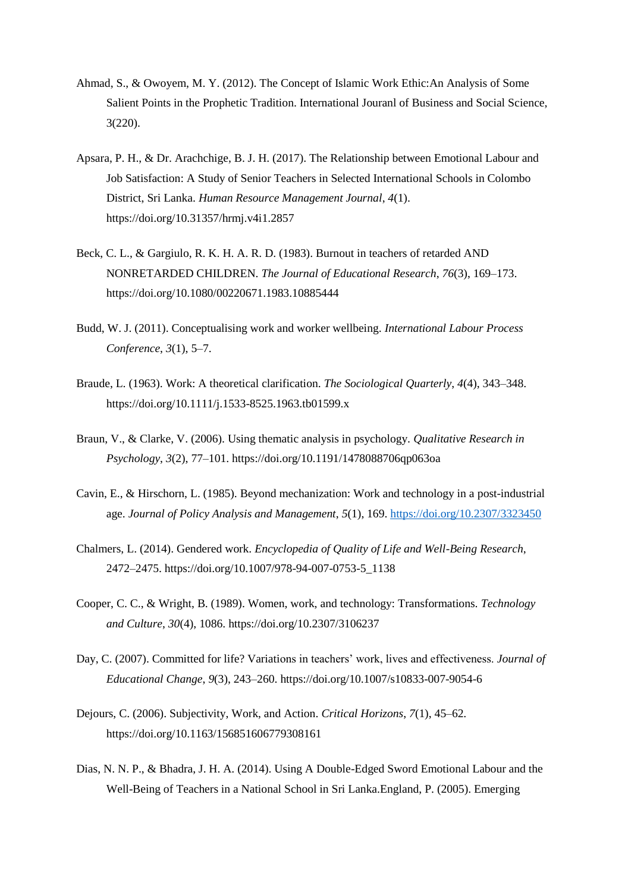Ahmad, S., & Owoyem, M. Y. (2012). The Concept of Islamic Work Ethic:An Analysis of Some Salient Points in the Prophetic Tradition. International Jouranl of Business and Social Science, 3(220).

Apsara, P. H., & Dr. Arachchige, B. J. H. (2017). The Relationship between Emotional Labour and Job Satisfaction: A Study of Senior Teachers in Selected International Schools in Colombo District, Sri Lanka. *Human Resource Management Journal*, *4*(1). https://doi.org/10.31357/hrmj.v4i1.2857

Beck, C. L., & Gargiulo, R. K. H. A. R. D. (1983). Burnout in teachers of retarded AND NONRETARDED CHILDREN. *The Journal of Educational Research*, *76*(3), 169–173. https://doi.org/10.1080/00220671.1983.10885444

Budd, W. J. (2011). Conceptualising work and worker wellbeing. *International Labour Process Conference*, *3*(1), 5–7.

Braude, L. (1963). Work: A theoretical clarification. *The Sociological Quarterly*, *4*(4), 343–348. https://doi.org/10.1111/j.1533-8525.1963.tb01599.x

Braun, V., & Clarke, V. (2006). Using thematic analysis in psychology. *Qualitative Research in Psychology*, *3*(2), 77–101. https://doi.org/10.1191/1478088706qp063oa

Cavin, E., & Hirschorn, L. (1985). Beyond mechanization: Work and technology in a post-industrial age. *Journal of Policy Analysis and Management*, *5*(1), 169. https://doi.org/10.2307/3323450

Chalmers, L. (2014). Gendered work. *Encyclopedia of Quality of Life and Well-Being Research*, 2472–2475. https://doi.org/10.1007/978-94-007-0753-5_1138

Cooper, C. C., & Wright, B. (1989). Women, work, and technology: Transformations. *Technology and Culture*, *30*(4), 1086. https://doi.org/10.2307/3106237

Day, C. (2007). Committed for life? Variations in teachers' work, lives and effectiveness. *Journal of Educational Change*, *9*(3), 243–260. https://doi.org/10.1007/s10833-007-9054-6

Dejours, C. (2006). Subjectivity, Work, and Action. *Critical Horizons*, *7*(1), 45–62. https://doi.org/10.1163/156851606779308161

Dias, N. N. P., & Bhadra, J. H. A. (2014). Using A Double-Edged Sword Emotional Labour and the Well-Being of Teachers in a National School in Sri Lanka.England, P. (2005). Emerging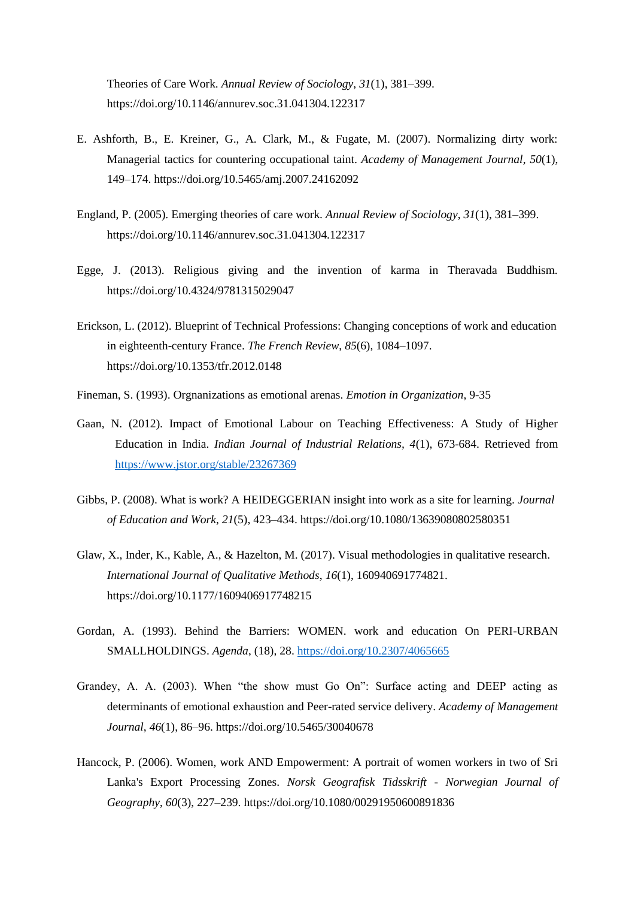Theories of Care Work. *Annual Review of Sociology*, *31*(1), 381–399. https://doi.org/10.1146/annurev.soc.31.041304.122317

E. Ashforth, B., E. Kreiner, G., A. Clark, M., & Fugate, M. (2007). Normalizing dirty work: Managerial tactics for countering occupational taint. *Academy of Management Journal*, *50*(1), 149–174. https://doi.org/10.5465/amj.2007.24162092

England, P. (2005). Emerging theories of care work. *Annual Review of Sociology*, *31*(1), 381–399. https://doi.org/10.1146/annurev.soc.31.041304.122317

Egge, J. (2013). Religious giving and the invention of karma in Theravada Buddhism. https://doi.org/10.4324/9781315029047

Erickson, L. (2012). Blueprint of Technical Professions: Changing conceptions of work and education in eighteenth-century France. *The French Review*, *85*(6), 1084–1097. https://doi.org/10.1353/tfr.2012.0148

Fineman, S. (1993). Orgnanizations as emotional arenas. *Emotion in Organization*, 9-35

Gaan, N. (2012). Impact of Emotional Labour on Teaching Effectiveness: A Study of Higher Education in India. *Indian Journal of Industrial Relations*, *4*(1), 673-684. Retrieved from https://www.jstor.org/stable/23267369

Gibbs, P. (2008). What is work? A HEIDEGGERIAN insight into work as a site for learning. *Journal of Education and Work*, *21*(5), 423–434. https://doi.org/10.1080/13639080802580351

Glaw, X., Inder, K., Kable, A., & Hazelton, M. (2017). Visual methodologies in qualitative research. *International Journal of Qualitative Methods*, *16*(1), 160940691774821. https://doi.org/10.1177/1609406917748215

Gordan, A. (1993). Behind the Barriers: WOMEN. work and education On PERI-URBAN SMALLHOLDINGS. *Agenda*, (18), 28. https://doi.org/10.2307/4065665

Grandey, A. A. (2003). When "the show must Go On": Surface acting and DEEP acting as determinants of emotional exhaustion and Peer-rated service delivery. *Academy of Management Journal*, *46*(1), 86–96. https://doi.org/10.5465/30040678

Hancock, P. (2006). Women, work AND Empowerment: A portrait of women workers in two of Sri Lanka's Export Processing Zones. *Norsk Geografisk Tidsskrift - Norwegian Journal of Geography*, *60*(3), 227–239. https://doi.org/10.1080/00291950600891836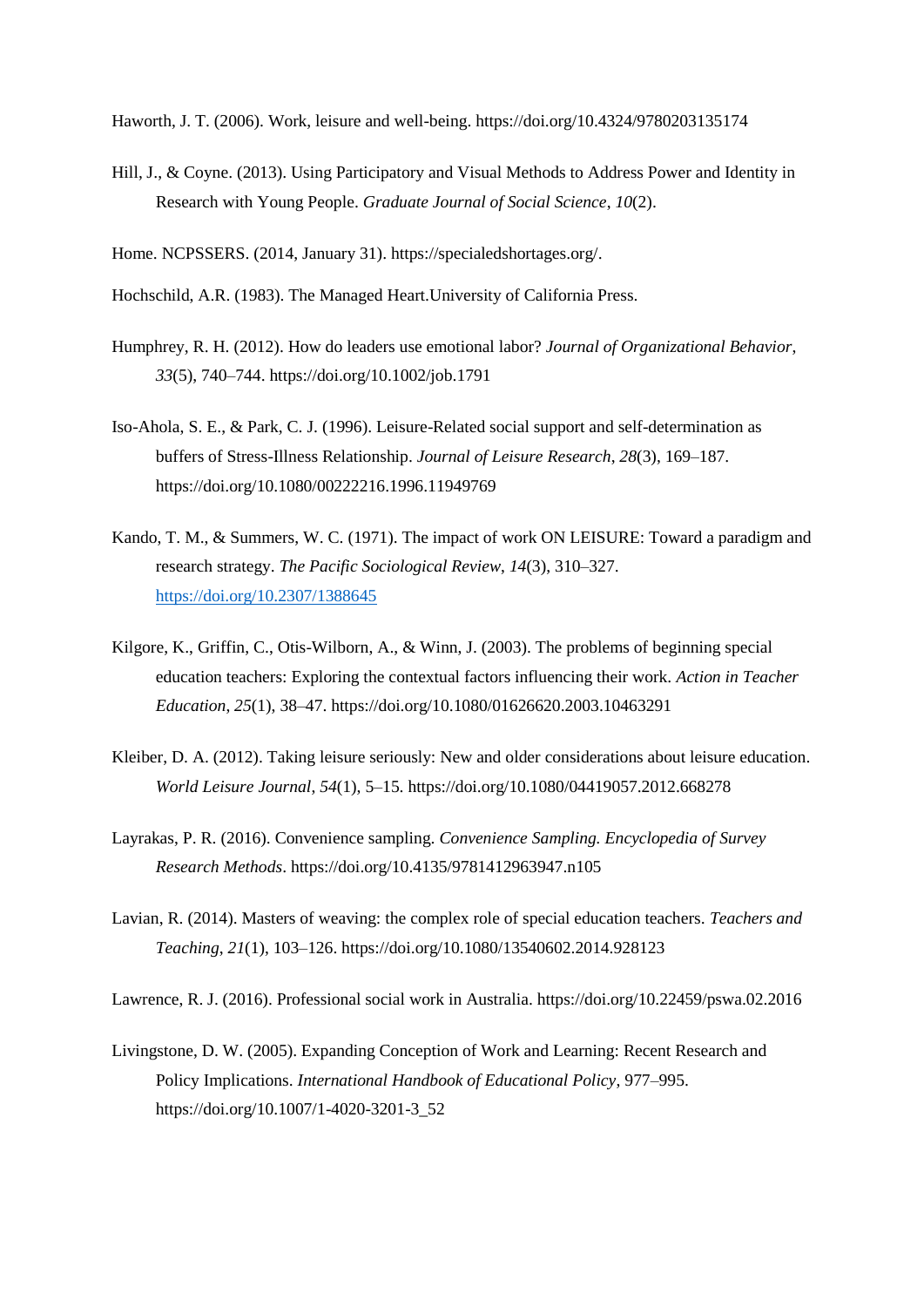Haworth, J. T. (2006). Work, leisure and well-being. https://doi.org/10.4324/9780203135174

Hill, J., & Coyne. (2013). Using Participatory and Visual Methods to Address Power and Identity in Research with Young People. *Graduate Journal of Social Science*, *10*(2).

Home. NCPSSERS. (2014, January 31). https://specialedshortages.org/.

Hochschild, A.R. (1983). The Managed Heart.University of California Press.

Humphrey, R. H. (2012). How do leaders use emotional labor? *Journal of Organizational Behavior*, *33*(5), 740–744. https://doi.org/10.1002/job.1791

Iso-Ahola, S. E., & Park, C. J. (1996). Leisure-Related social support and self-determination as buffers of Stress-Illness Relationship. *Journal of Leisure Research*, *28*(3), 169–187. https://doi.org/10.1080/00222216.1996.11949769

Kando, T. M., & Summers, W. C. (1971). The impact of work ON LEISURE: Toward a paradigm and research strategy. *The Pacific Sociological Review*, *14*(3), 310–327. https://doi.org/10.2307/1388645

Kilgore, K., Griffin, C., Otis-Wilborn, A., & Winn, J. (2003). The problems of beginning special education teachers: Exploring the contextual factors influencing their work. *Action in Teacher Education*, *25*(1), 38–47. https://doi.org/10.1080/01626620.2003.10463291

Kleiber, D. A. (2012). Taking leisure seriously: New and older considerations about leisure education. *World Leisure Journal*, *54*(1), 5–15. https://doi.org/10.1080/04419057.2012.668278

Layrakas, P. R. (2016). Convenience sampling. *Convenience Sampling. Encyclopedia of Survey Research Methods*. https://doi.org/10.4135/9781412963947.n105

Lavian, R. (2014). Masters of weaving: the complex role of special education teachers. *Teachers and Teaching*, *21*(1), 103–126. https://doi.org/10.1080/13540602.2014.928123

Lawrence, R. J. (2016). Professional social work in Australia. https://doi.org/10.22459/pswa.02.2016

Livingstone, D. W. (2005). Expanding Conception of Work and Learning: Recent Research and Policy Implications. *International Handbook of Educational Policy*, 977–995. https://doi.org/10.1007/1-4020-3201-3_52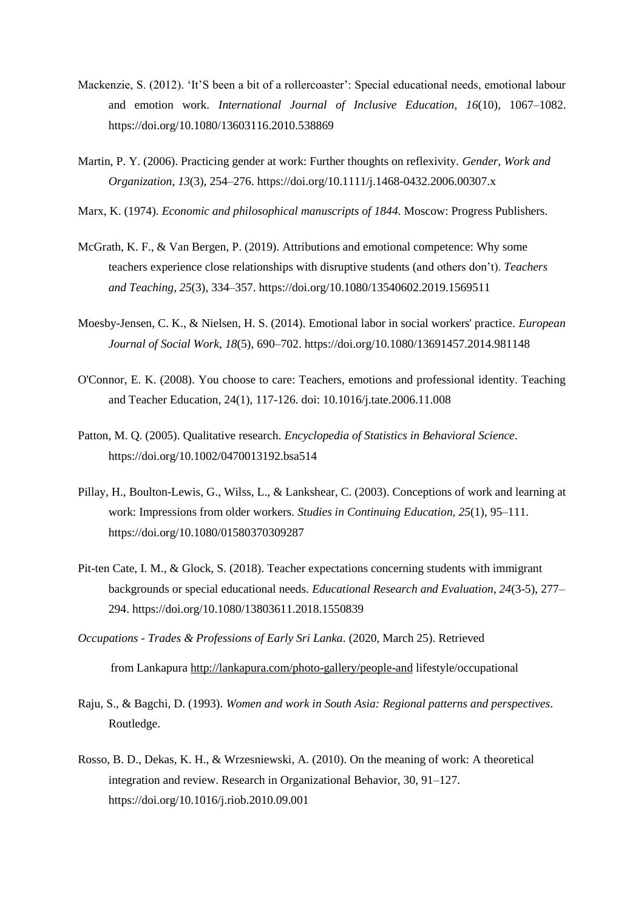Mackenzie, S. (2012). 'It'S been a bit of a rollercoaster': Special educational needs, emotional labour and emotion work. *International Journal of Inclusive Education*, *16*(10), 1067–1082. https://doi.org/10.1080/13603116.2010.538869

Martin, P. Y. (2006). Practicing gender at work: Further thoughts on reflexivity. *Gender, Work and Organization*, *13*(3), 254–276. https://doi.org/10.1111/j.1468-0432.2006.00307.x

Marx, K. (1974). *Economic and philosophical manuscripts of 1844.* Moscow: Progress Publishers.

McGrath, K. F., & Van Bergen, P. (2019). Attributions and emotional competence: Why some teachers experience close relationships with disruptive students (and others don't). *Teachers and Teaching*, *25*(3), 334–357. https://doi.org/10.1080/13540602.2019.1569511

Moesby-Jensen, C. K., & Nielsen, H. S. (2014). Emotional labor in social workers' practice. *European Journal of Social Work*, *18*(5), 690–702. https://doi.org/10.1080/13691457.2014.981148

O'Connor, E. K. (2008). You choose to care: Teachers, emotions and professional identity. Teaching and Teacher Education, 24(1), 117-126. doi: 10.1016/j.tate.2006.11.008

Patton, M. Q. (2005). Qualitative research. *Encyclopedia of Statistics in Behavioral Science*. https://doi.org/10.1002/0470013192.bsa514

Pillay, H., Boulton-Lewis, G., Wilss, L., & Lankshear, C. (2003). Conceptions of work and learning at work: Impressions from older workers. *Studies in Continuing Education*, *25*(1), 95–111. https://doi.org/10.1080/01580370309287

Pit-ten Cate, I. M., & Glock, S. (2018). Teacher expectations concerning students with immigrant backgrounds or special educational needs. *Educational Research and Evaluation*, *24*(3-5), 277–294. https://doi.org/10.1080/13803611.2018.1550839

*Occupations - Trades & Professions of Early Sri Lanka*. (2020, March 25). Retrieved from Lankapura http://lankapura.com/photo-gallery/people-and lifestyle/occupational

Raju, S., & Bagchi, D. (1993). *Women and work in South Asia: Regional patterns and perspectives*. Routledge.

Rosso, B. D., Dekas, K. H., & Wrzesniewski, A. (2010). On the meaning of work: A theoretical integration and review. Research in Organizational Behavior, 30, 91–127. https://doi.org/10.1016/j.riob.2010.09.001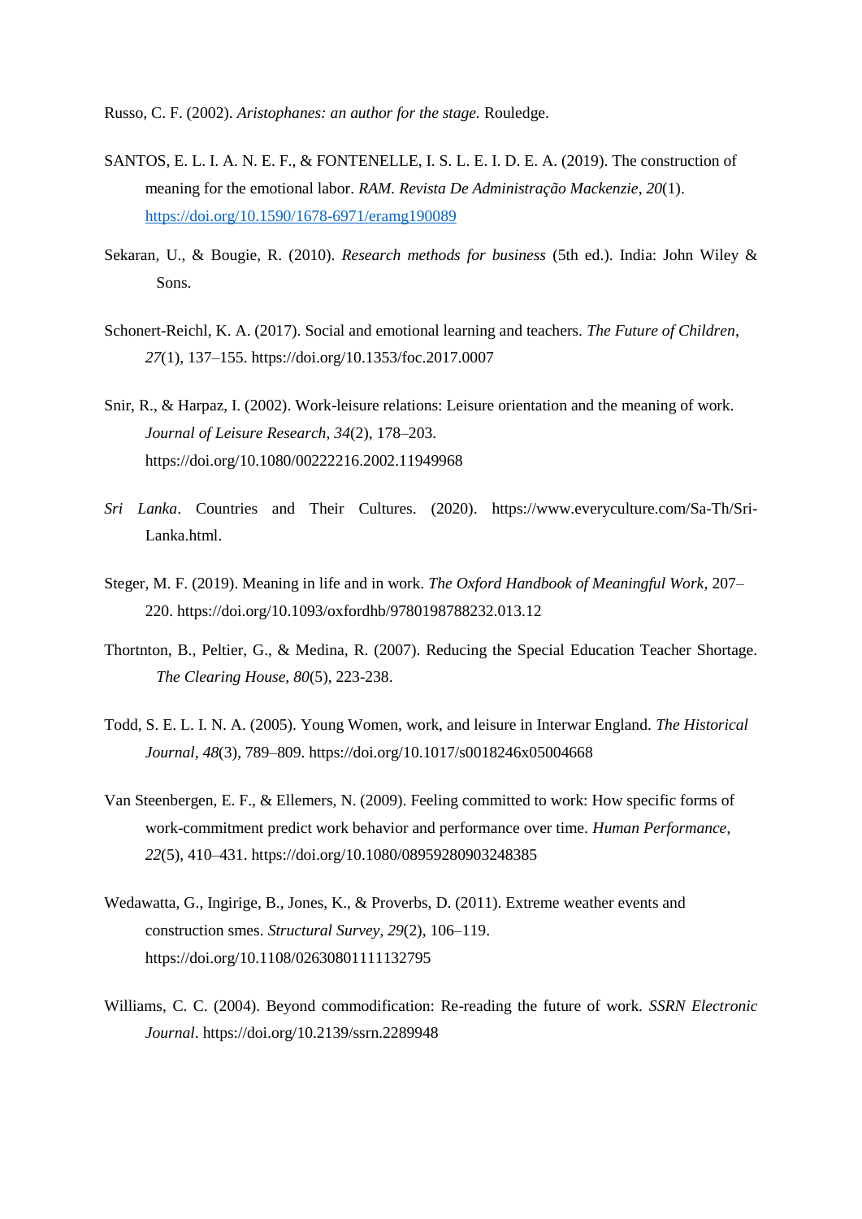Russo, C. F. (2002). *Aristophanes: an author for the stage.* Rouledge.

SANTOS, E. L. I. A. N. E. F., & FONTENELLE, I. S. L. E. I. D. E. A. (2019). The construction of meaning for the emotional labor. *RAM. Revista De Administração Mackenzie*, *20*(1). https://doi.org/10.1590/1678-6971/eramg190089

Sekaran, U., & Bougie, R. (2010). *Research methods for business* (5th ed.). India: John Wiley & Sons.

Schonert-Reichl, K. A. (2017). Social and emotional learning and teachers. *The Future of Children*, *27*(1), 137–155. https://doi.org/10.1353/foc.2017.0007

Snir, R., & Harpaz, I. (2002). Work-leisure relations: Leisure orientation and the meaning of work. *Journal of Leisure Research*, *34*(2), 178–203. https://doi.org/10.1080/00222216.2002.11949968

*Sri Lanka*. Countries and Their Cultures. (2020). https://www.everyculture.com/Sa-Th/Sri-Lanka.html.

Steger, M. F. (2019). Meaning in life and in work. *The Oxford Handbook of Meaningful Work*, 207–220. https://doi.org/10.1093/oxfordhb/9780198788232.013.12

Thortnton, B., Peltier, G., & Medina, R. (2007). Reducing the Special Education Teacher Shortage. *The Clearing House, 80*(5), 223-238.

Todd, S. E. L. I. N. A. (2005). Young Women, work, and leisure in Interwar England. *The Historical Journal*, *48*(3), 789–809. https://doi.org/10.1017/s0018246x05004668

Van Steenbergen, E. F., & Ellemers, N. (2009). Feeling committed to work: How specific forms of work-commitment predict work behavior and performance over time. *Human Performance*, *22*(5), 410–431. https://doi.org/10.1080/08959280903248385

Wedawatta, G., Ingirige, B., Jones, K., & Proverbs, D. (2011). Extreme weather events and construction smes. *Structural Survey*, *29*(2), 106–119. https://doi.org/10.1108/02630801111132795

Williams, C. C. (2004). Beyond commodification: Re-reading the future of work. *SSRN Electronic Journal*. https://doi.org/10.2139/ssrn.2289948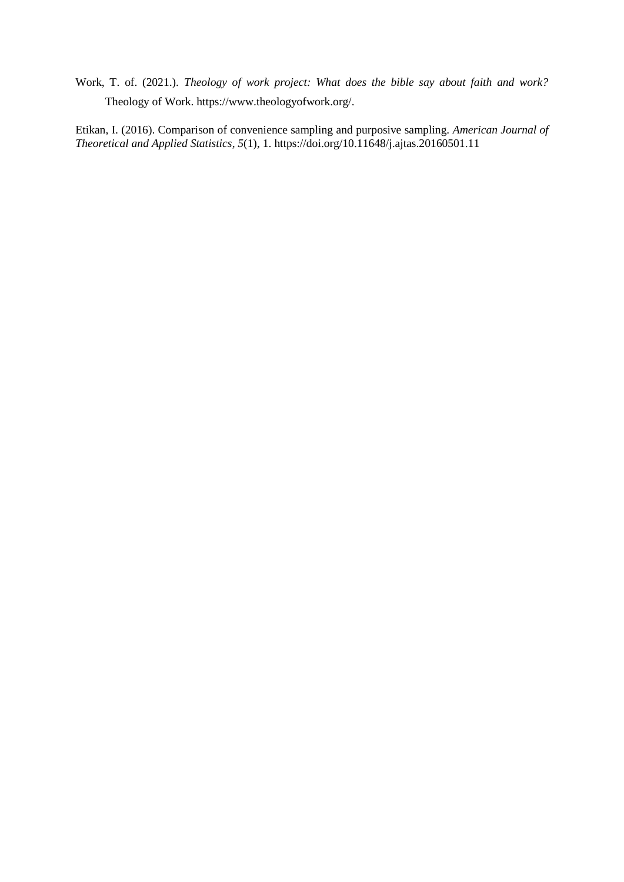Work, T. of. (2021.). *Theology of work project: What does the bible say about faith and work?* Theology of Work. https://www.theologyofwork.org/.

Etikan, I. (2016). Comparison of convenience sampling and purposive sampling. *American Journal of Theoretical and Applied Statistics*, *5*(1), 1. https://doi.org/10.11648/j.ajtas.20160501.11